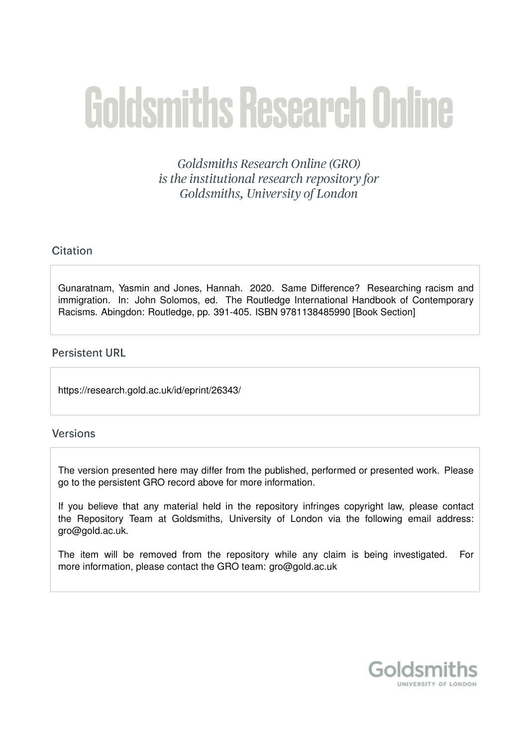# Goldsmiths Research Online

*Goldsmiths Research Online (GRO) is the institutional research repository for Goldsmiths, University of London*

## Citation

Gunaratnam, Yasmin and Jones, Hannah. 2020. Same Difference? Researching racism and immigration. In: John Solomos, ed. The Routledge International Handbook of Contemporary Racisms. Abingdon: Routledge, pp. 391-405. ISBN 9781138485990 [Book Section]

## Persistent URL

https://research.gold.ac.uk/id/eprint/26343/

## Versions

The version presented here may differ from the published, performed or presented work. Please go to the persistent GRO record above for more information.

If you believe that any material held in the repository infringes copyright law, please contact the Repository Team at Goldsmiths, University of London via the following email address: gro@gold.ac.uk.

The item will be removed from the repository while any claim is being investigated. For more information, please contact the GRO team: gro@gold.ac.uk

Goldsmiths
UNIVERSITY OF LONDON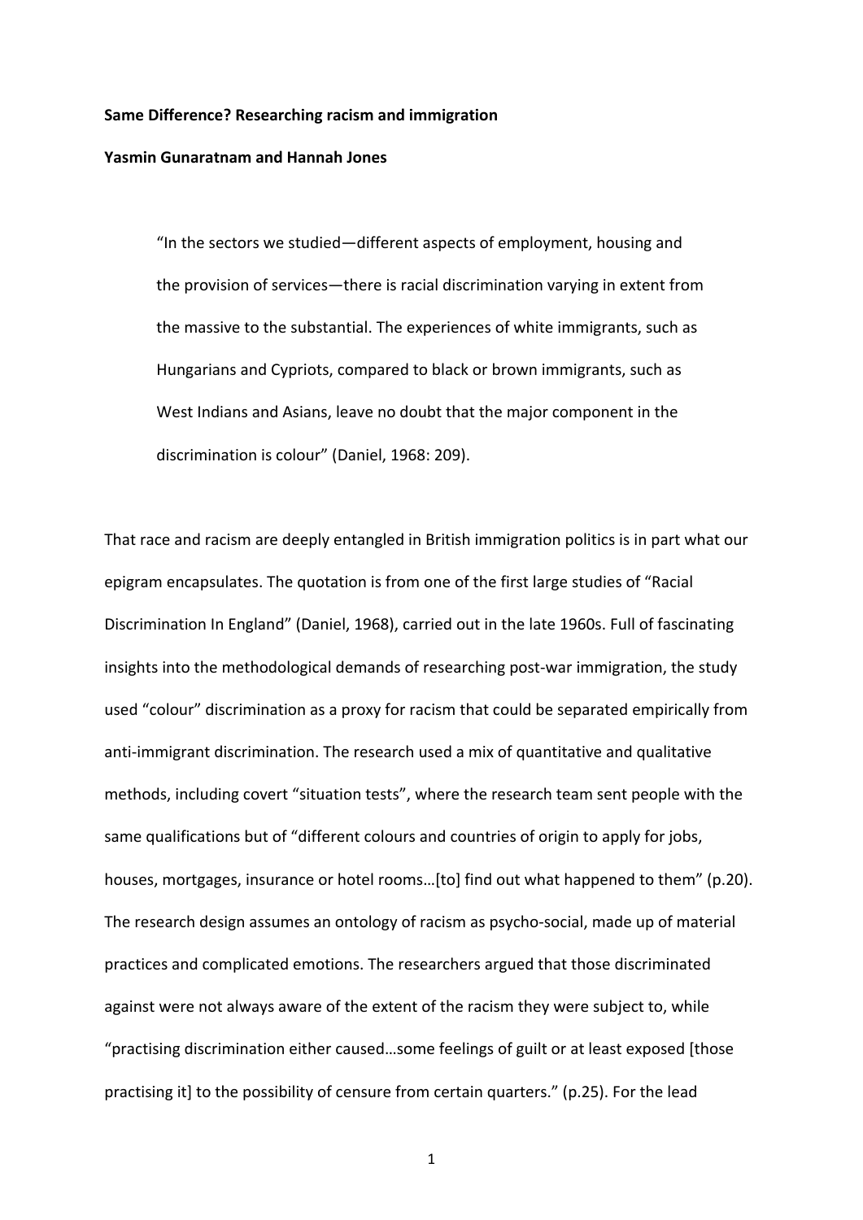**Same Difference? Researching racism and immigration**

**Yasmin Gunaratnam and Hannah Jones**

> "In the sectors we studied—different aspects of employment, housing and the provision of services—there is racial discrimination varying in extent from the massive to the substantial. The experiences of white immigrants, such as Hungarians and Cypriots, compared to black or brown immigrants, such as West Indians and Asians, leave no doubt that the major component in the discrimination is colour" (Daniel, 1968: 209).

That race and racism are deeply entangled in British immigration politics is in part what our epigram encapsulates. The quotation is from one of the first large studies of "Racial Discrimination In England" (Daniel, 1968), carried out in the late 1960s. Full of fascinating insights into the methodological demands of researching post-war immigration, the study used "colour" discrimination as a proxy for racism that could be separated empirically from anti-immigrant discrimination. The research used a mix of quantitative and qualitative methods, including covert "situation tests", where the research team sent people with the same qualifications but of "different colours and countries of origin to apply for jobs, houses, mortgages, insurance or hotel rooms…[to] find out what happened to them" (p.20). The research design assumes an ontology of racism as psycho-social, made up of material practices and complicated emotions. The researchers argued that those discriminated against were not always aware of the extent of the racism they were subject to, while "practising discrimination either caused…some feelings of guilt or at least exposed [those practising it] to the possibility of censure from certain quarters." (p.25). For the lead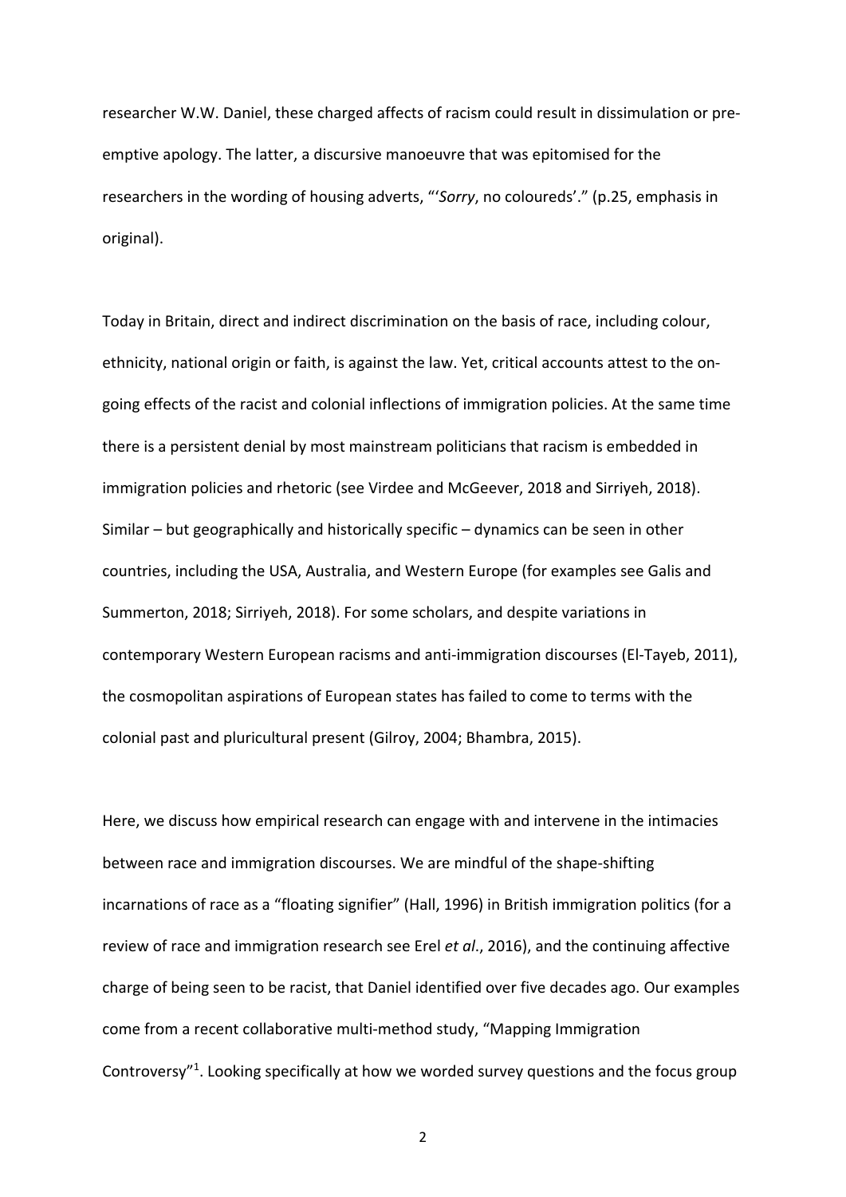researcher W.W. Daniel, these charged affects of racism could result in dissimulation or pre-emptive apology. The latter, a discursive manoeuvre that was epitomised for the researchers in the wording of housing adverts, "'*Sorry*, no coloureds'." (p.25, emphasis in original).

Today in Britain, direct and indirect discrimination on the basis of race, including colour, ethnicity, national origin or faith, is against the law. Yet, critical accounts attest to the on-going effects of the racist and colonial inflections of immigration policies. At the same time there is a persistent denial by most mainstream politicians that racism is embedded in immigration policies and rhetoric (see Virdee and McGeever, 2018 and Sirriyeh, 2018). Similar – but geographically and historically specific – dynamics can be seen in other countries, including the USA, Australia, and Western Europe (for examples see Galis and Summerton, 2018; Sirriyeh, 2018). For some scholars, and despite variations in contemporary Western European racisms and anti-immigration discourses (El-Tayeb, 2011), the cosmopolitan aspirations of European states has failed to come to terms with the colonial past and pluricultural present (Gilroy, 2004; Bhambra, 2015).

Here, we discuss how empirical research can engage with and intervene in the intimacies between race and immigration discourses. We are mindful of the shape-shifting incarnations of race as a "floating signifier" (Hall, 1996) in British immigration politics (for a review of race and immigration research see Erel *et al*., 2016), and the continuing affective charge of being seen to be racist, that Daniel identified over five decades ago. Our examples come from a recent collaborative multi-method study, "Mapping Immigration Controversy"[1]. Looking specifically at how we worded survey questions and the focus group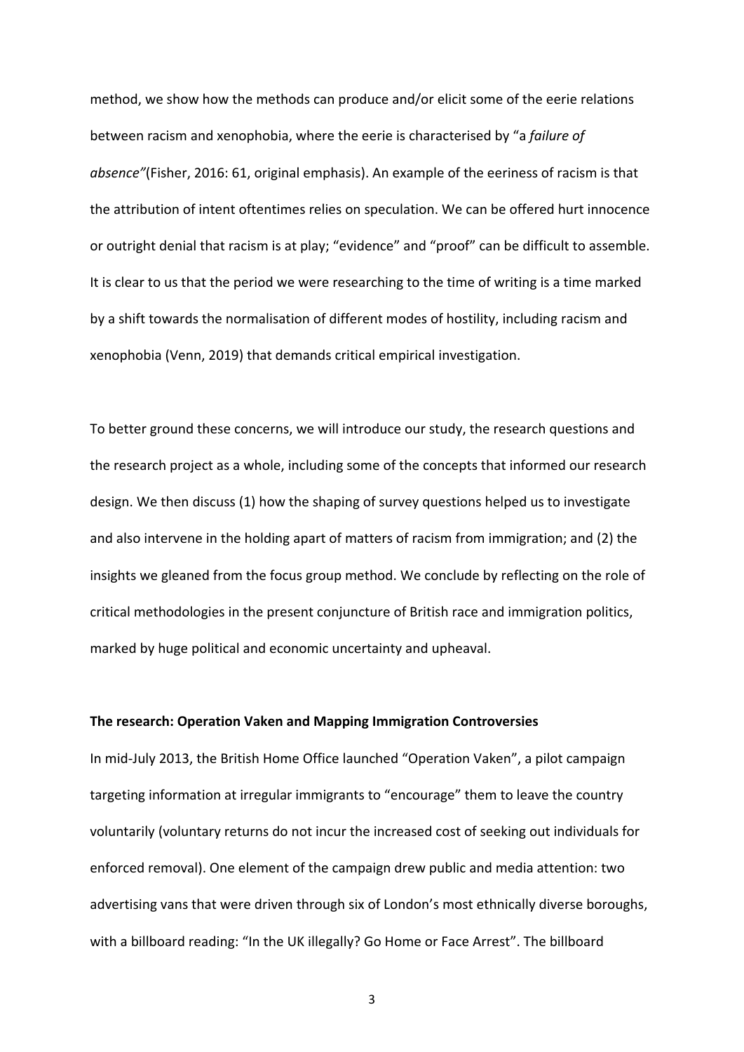method, we show how the methods can produce and/or elicit some of the eerie relations between racism and xenophobia, where the eerie is characterised by "a *failure of absence"*(Fisher, 2016: 61, original emphasis). An example of the eeriness of racism is that the attribution of intent oftentimes relies on speculation. We can be offered hurt innocence or outright denial that racism is at play; "evidence" and "proof" can be difficult to assemble. It is clear to us that the period we were researching to the time of writing is a time marked by a shift towards the normalisation of different modes of hostility, including racism and xenophobia (Venn, 2019) that demands critical empirical investigation.

To better ground these concerns, we will introduce our study, the research questions and the research project as a whole, including some of the concepts that informed our research design. We then discuss (1) how the shaping of survey questions helped us to investigate and also intervene in the holding apart of matters of racism from immigration; and (2) the insights we gleaned from the focus group method. We conclude by reflecting on the role of critical methodologies in the present conjuncture of British race and immigration politics, marked by huge political and economic uncertainty and upheaval.

**The research: Operation Vaken and Mapping Immigration Controversies**

In mid-July 2013, the British Home Office launched "Operation Vaken", a pilot campaign targeting information at irregular immigrants to "encourage" them to leave the country voluntarily (voluntary returns do not incur the increased cost of seeking out individuals for enforced removal). One element of the campaign drew public and media attention: two advertising vans that were driven through six of London's most ethnically diverse boroughs, with a billboard reading: "In the UK illegally? Go Home or Face Arrest". The billboard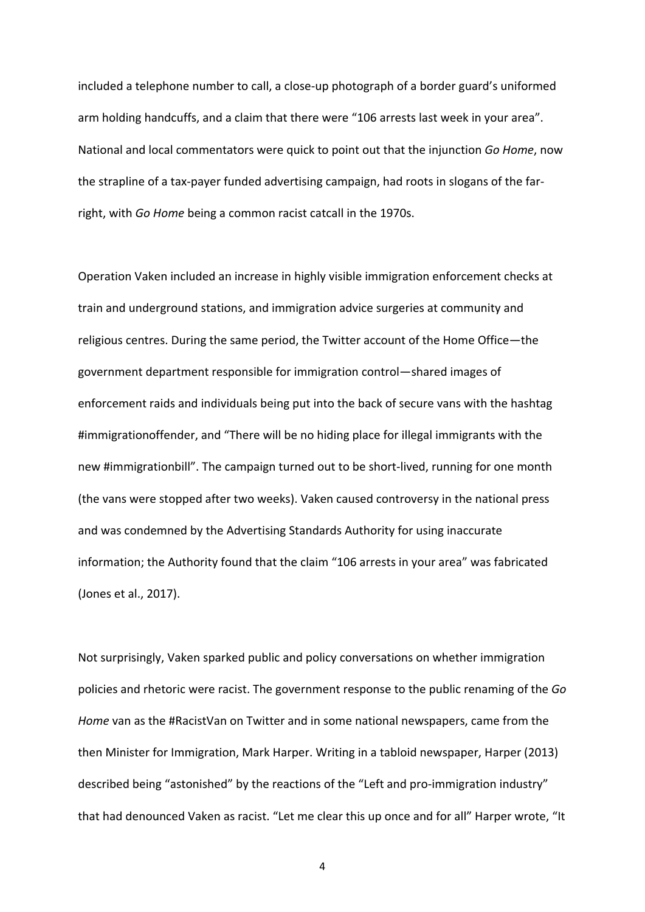included a telephone number to call, a close-up photograph of a border guard's uniformed arm holding handcuffs, and a claim that there were "106 arrests last week in your area". National and local commentators were quick to point out that the injunction *Go Home*, now the strapline of a tax-payer funded advertising campaign, had roots in slogans of the far-right, with *Go Home* being a common racist catcall in the 1970s.

Operation Vaken included an increase in highly visible immigration enforcement checks at train and underground stations, and immigration advice surgeries at community and religious centres. During the same period, the Twitter account of the Home Office—the government department responsible for immigration control—shared images of enforcement raids and individuals being put into the back of secure vans with the hashtag #immigrationoffender, and "There will be no hiding place for illegal immigrants with the new #immigrationbill". The campaign turned out to be short-lived, running for one month (the vans were stopped after two weeks). Vaken caused controversy in the national press and was condemned by the Advertising Standards Authority for using inaccurate information; the Authority found that the claim "106 arrests in your area" was fabricated (Jones et al., 2017).

Not surprisingly, Vaken sparked public and policy conversations on whether immigration policies and rhetoric were racist. The government response to the public renaming of the *Go Home* van as the #RacistVan on Twitter and in some national newspapers, came from the then Minister for Immigration, Mark Harper. Writing in a tabloid newspaper, Harper (2013) described being "astonished" by the reactions of the "Left and pro-immigration industry" that had denounced Vaken as racist. "Let me clear this up once and for all" Harper wrote, "It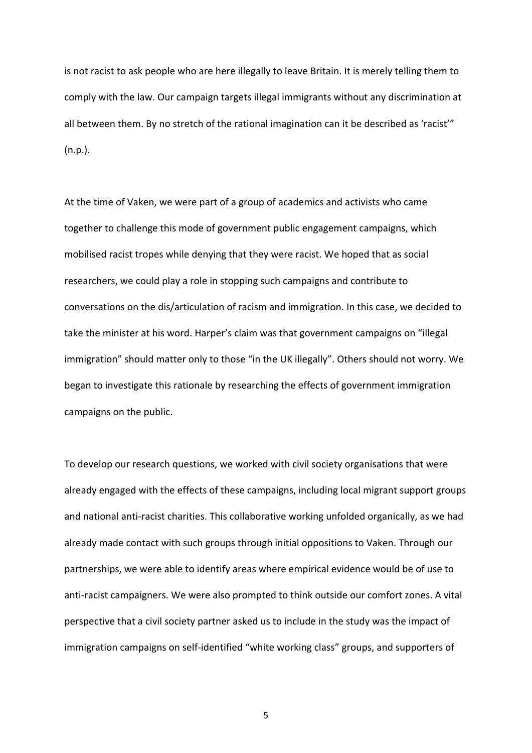is not racist to ask people who are here illegally to leave Britain. It is merely telling them to comply with the law. Our campaign targets illegal immigrants without any discrimination at all between them. By no stretch of the rational imagination can it be described as 'racist'" (n.p.).

At the time of Vaken, we were part of a group of academics and activists who came together to challenge this mode of government public engagement campaigns, which mobilised racist tropes while denying that they were racist. We hoped that as social researchers, we could play a role in stopping such campaigns and contribute to conversations on the dis/articulation of racism and immigration. In this case, we decided to take the minister at his word. Harper's claim was that government campaigns on "illegal immigration" should matter only to those "in the UK illegally". Others should not worry. We began to investigate this rationale by researching the effects of government immigration campaigns on the public.

To develop our research questions, we worked with civil society organisations that were already engaged with the effects of these campaigns, including local migrant support groups and national anti-racist charities. This collaborative working unfolded organically, as we had already made contact with such groups through initial oppositions to Vaken. Through our partnerships, we were able to identify areas where empirical evidence would be of use to anti-racist campaigners. We were also prompted to think outside our comfort zones. A vital perspective that a civil society partner asked us to include in the study was the impact of immigration campaigns on self-identified "white working class" groups, and supporters of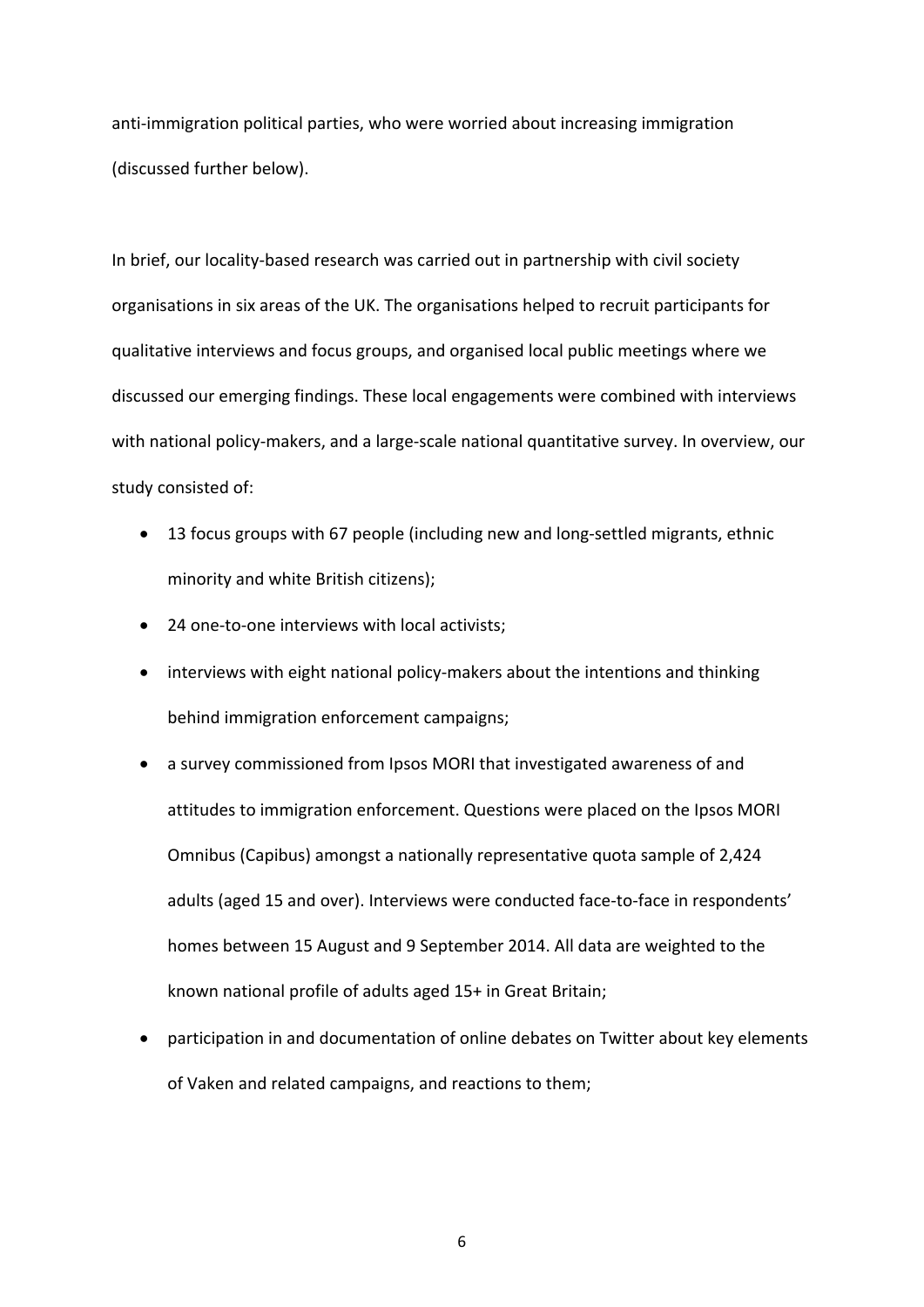anti-immigration political parties, who were worried about increasing immigration (discussed further below).

In brief, our locality-based research was carried out in partnership with civil society organisations in six areas of the UK. The organisations helped to recruit participants for qualitative interviews and focus groups, and organised local public meetings where we discussed our emerging findings. These local engagements were combined with interviews with national policy-makers, and a large-scale national quantitative survey. In overview, our study consisted of:

- 13 focus groups with 67 people (including new and long-settled migrants, ethnic minority and white British citizens);
- 24 one-to-one interviews with local activists;
- interviews with eight national policy-makers about the intentions and thinking behind immigration enforcement campaigns;
- a survey commissioned from Ipsos MORI that investigated awareness of and attitudes to immigration enforcement. Questions were placed on the Ipsos MORI Omnibus (Capibus) amongst a nationally representative quota sample of 2,424 adults (aged 15 and over). Interviews were conducted face-to-face in respondents' homes between 15 August and 9 September 2014. All data are weighted to the known national profile of adults aged 15+ in Great Britain;
- participation in and documentation of online debates on Twitter about key elements of Vaken and related campaigns, and reactions to them;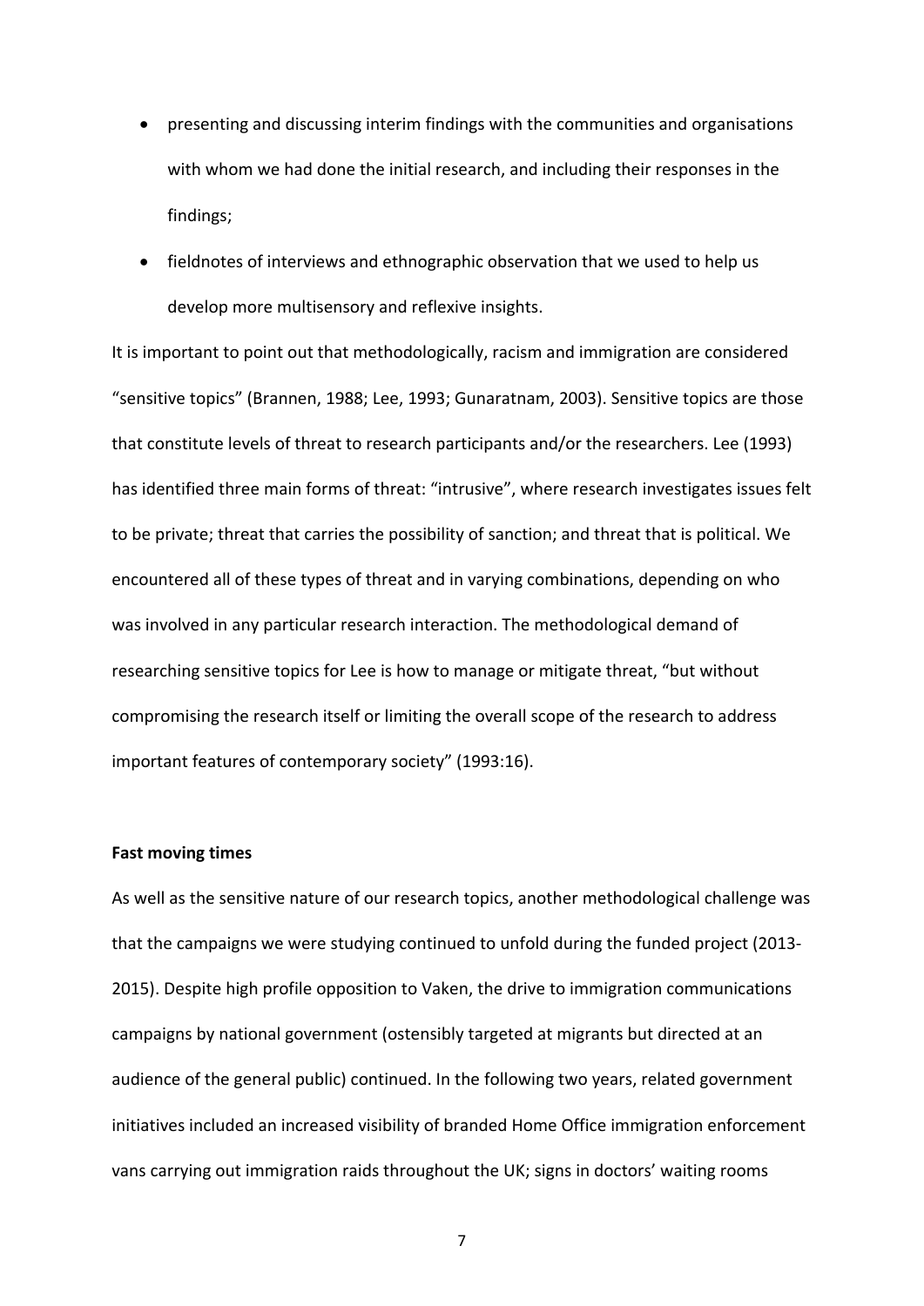- presenting and discussing interim findings with the communities and organisations with whom we had done the initial research, and including their responses in the findings;
- fieldnotes of interviews and ethnographic observation that we used to help us develop more multisensory and reflexive insights.

It is important to point out that methodologically, racism and immigration are considered "sensitive topics" (Brannen, 1988; Lee, 1993; Gunaratnam, 2003). Sensitive topics are those that constitute levels of threat to research participants and/or the researchers. Lee (1993) has identified three main forms of threat: "intrusive", where research investigates issues felt to be private; threat that carries the possibility of sanction; and threat that is political. We encountered all of these types of threat and in varying combinations, depending on who was involved in any particular research interaction. The methodological demand of researching sensitive topics for Lee is how to manage or mitigate threat, "but without compromising the research itself or limiting the overall scope of the research to address important features of contemporary society" (1993:16).

**Fast moving times**

As well as the sensitive nature of our research topics, another methodological challenge was that the campaigns we were studying continued to unfold during the funded project (2013-2015). Despite high profile opposition to Vaken, the drive to immigration communications campaigns by national government (ostensibly targeted at migrants but directed at an audience of the general public) continued. In the following two years, related government initiatives included an increased visibility of branded Home Office immigration enforcement vans carrying out immigration raids throughout the UK; signs in doctors' waiting rooms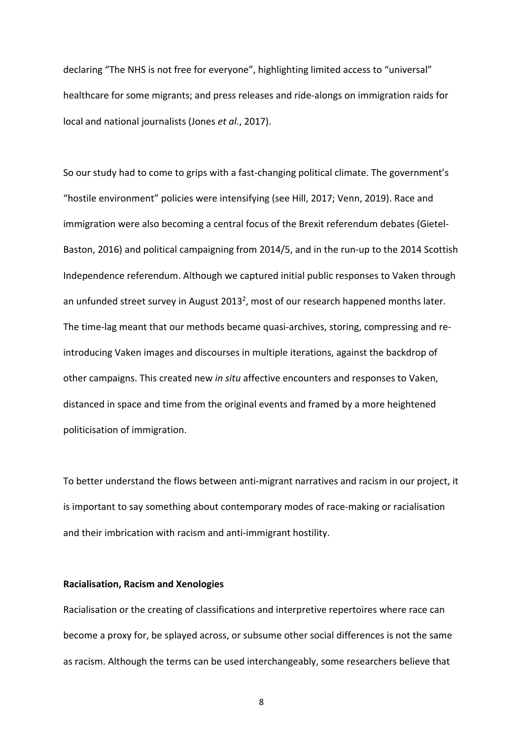declaring “The NHS is not free for everyone”, highlighting limited access to “universal” healthcare for some migrants; and press releases and ride-alongs on immigration raids for local and national journalists (Jones *et al*., 2017).

So our study had to come to grips with a fast-changing political climate. The government’s “hostile environment” policies were intensifying (see Hill, 2017; Venn, 2019). Race and immigration were also becoming a central focus of the Brexit referendum debates (Gietel-Baston, 2016) and political campaigning from 2014/5, and in the run-up to the 2014 Scottish Independence referendum. Although we captured initial public responses to Vaken through an unfunded street survey in August 2013[2], most of our research happened months later. The time-lag meant that our methods became quasi-archives, storing, compressing and re-introducing Vaken images and discourses in multiple iterations, against the backdrop of other campaigns. This created new *in situ* affective encounters and responses to Vaken, distanced in space and time from the original events and framed by a more heightened politicisation of immigration.

To better understand the flows between anti-migrant narratives and racism in our project, it is important to say something about contemporary modes of race-making or racialisation and their imbrication with racism and anti-immigrant hostility.

**Racialisation, Racism and Xenologies**

Racialisation or the creating of classifications and interpretive repertoires where race can become a proxy for, be splayed across, or subsume other social differences is not the same as racism. Although the terms can be used interchangeably, some researchers believe that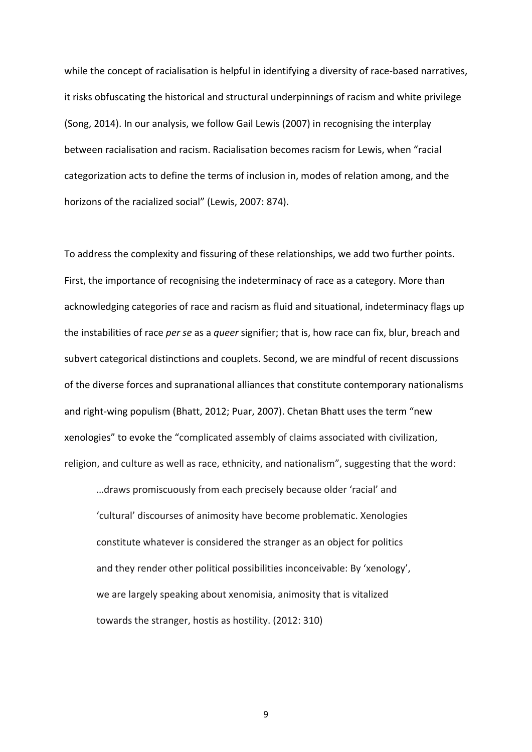while the concept of racialisation is helpful in identifying a diversity of race-based narratives, it risks obfuscating the historical and structural underpinnings of racism and white privilege (Song, 2014). In our analysis, we follow Gail Lewis (2007) in recognising the interplay between racialisation and racism. Racialisation becomes racism for Lewis, when "racial categorization acts to define the terms of inclusion in, modes of relation among, and the horizons of the racialized social" (Lewis, 2007: 874).

To address the complexity and fissuring of these relationships, we add two further points. First, the importance of recognising the indeterminacy of race as a category. More than acknowledging categories of race and racism as fluid and situational, indeterminacy flags up the instabilities of race *per se* as a *queer* signifier; that is, how race can fix, blur, breach and subvert categorical distinctions and couplets. Second, we are mindful of recent discussions of the diverse forces and supranational alliances that constitute contemporary nationalisms and right-wing populism (Bhatt, 2012; Puar, 2007). Chetan Bhatt uses the term "new xenologies" to evoke the "complicated assembly of claims associated with civilization, religion, and culture as well as race, ethnicity, and nationalism", suggesting that the word:

> …draws promiscuously from each precisely because older 'racial' and 'cultural' discourses of animosity have become problematic. Xenologies constitute whatever is considered the stranger as an object for politics and they render other political possibilities inconceivable: By 'xenology', we are largely speaking about xenomisia, animosity that is vitalized towards the stranger, hostis as hostility. (2012: 310)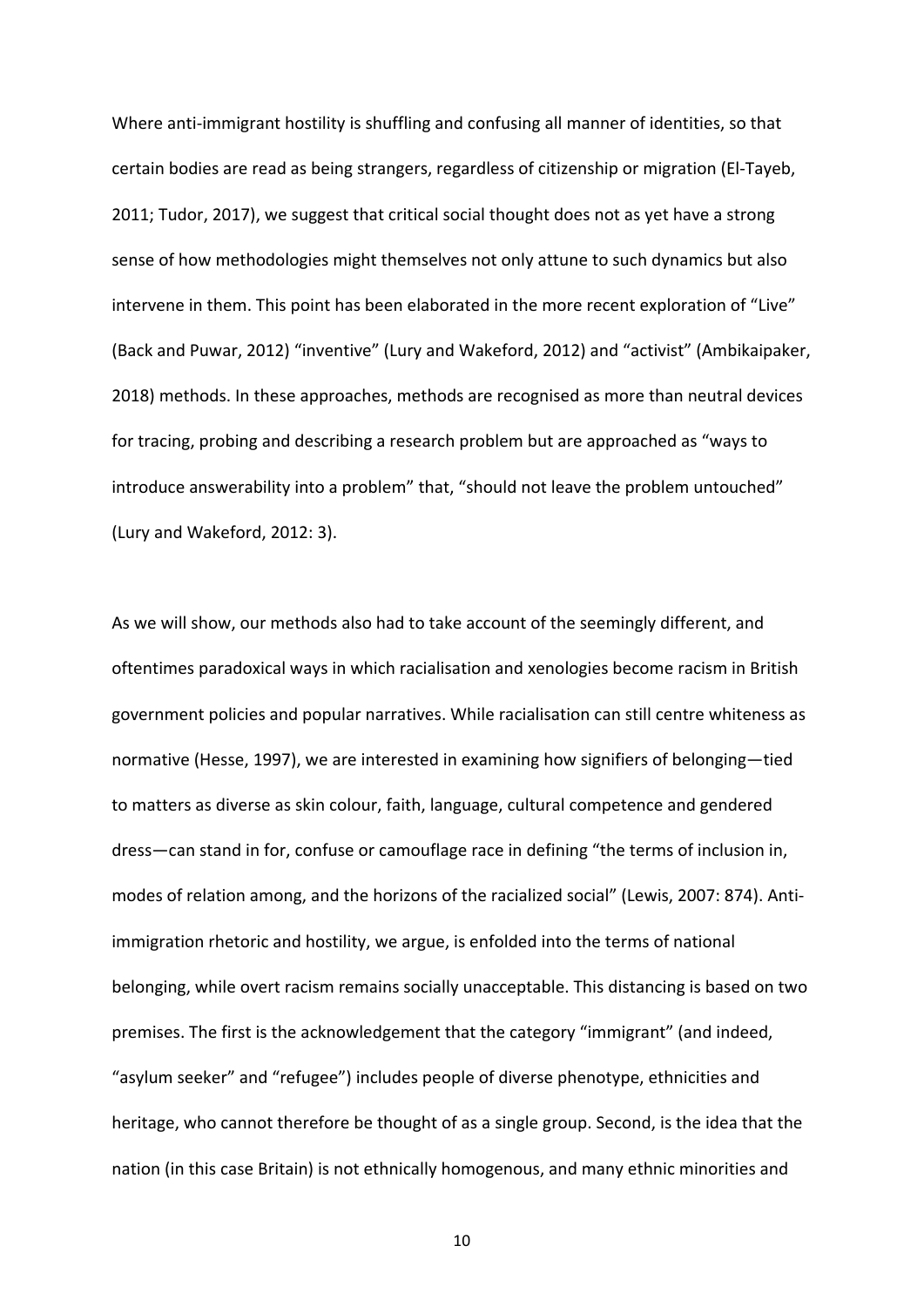Where anti-immigrant hostility is shuffling and confusing all manner of identities, so that certain bodies are read as being strangers, regardless of citizenship or migration (El-Tayeb, 2011; Tudor, 2017), we suggest that critical social thought does not as yet have a strong sense of how methodologies might themselves not only attune to such dynamics but also intervene in them. This point has been elaborated in the more recent exploration of "Live" (Back and Puwar, 2012) "inventive" (Lury and Wakeford, 2012) and "activist" (Ambikaipaker, 2018) methods. In these approaches, methods are recognised as more than neutral devices for tracing, probing and describing a research problem but are approached as "ways to introduce answerability into a problem" that, "should not leave the problem untouched" (Lury and Wakeford, 2012: 3).

As we will show, our methods also had to take account of the seemingly different, and oftentimes paradoxical ways in which racialisation and xenologies become racism in British government policies and popular narratives. While racialisation can still centre whiteness as normative (Hesse, 1997), we are interested in examining how signifiers of belonging—tied to matters as diverse as skin colour, faith, language, cultural competence and gendered dress—can stand in for, confuse or camouflage race in defining "the terms of inclusion in, modes of relation among, and the horizons of the racialized social" (Lewis, 2007: 874). Anti-immigration rhetoric and hostility, we argue, is enfolded into the terms of national belonging, while overt racism remains socially unacceptable. This distancing is based on two premises. The first is the acknowledgement that the category "immigrant" (and indeed, "asylum seeker" and "refugee") includes people of diverse phenotype, ethnicities and heritage, who cannot therefore be thought of as a single group. Second, is the idea that the nation (in this case Britain) is not ethnically homogenous, and many ethnic minorities and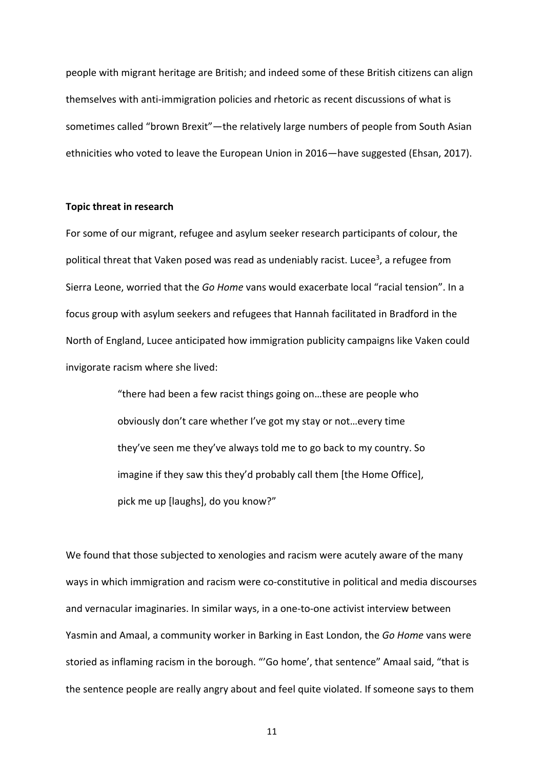people with migrant heritage are British; and indeed some of these British citizens can align themselves with anti-immigration policies and rhetoric as recent discussions of what is sometimes called "brown Brexit"—the relatively large numbers of people from South Asian ethnicities who voted to leave the European Union in 2016—have suggested (Ehsan, 2017).

**Topic threat in research**

For some of our migrant, refugee and asylum seeker research participants of colour, the political threat that Vaken posed was read as undeniably racist. Lucee[3], a refugee from Sierra Leone, worried that the *Go Home* vans would exacerbate local "racial tension". In a focus group with asylum seekers and refugees that Hannah facilitated in Bradford in the North of England, Lucee anticipated how immigration publicity campaigns like Vaken could invigorate racism where she lived:

> "there had been a few racist things going on…these are people who obviously don't care whether I've got my stay or not…every time they've seen me they've always told me to go back to my country. So imagine if they saw this they'd probably call them [the Home Office], pick me up [laughs], do you know?"

We found that those subjected to xenologies and racism were acutely aware of the many ways in which immigration and racism were co-constitutive in political and media discourses and vernacular imaginaries. In similar ways, in a one-to-one activist interview between Yasmin and Amaal, a community worker in Barking in East London, the *Go Home* vans were storied as inflaming racism in the borough. "'Go home', that sentence" Amaal said, "that is the sentence people are really angry about and feel quite violated. If someone says to them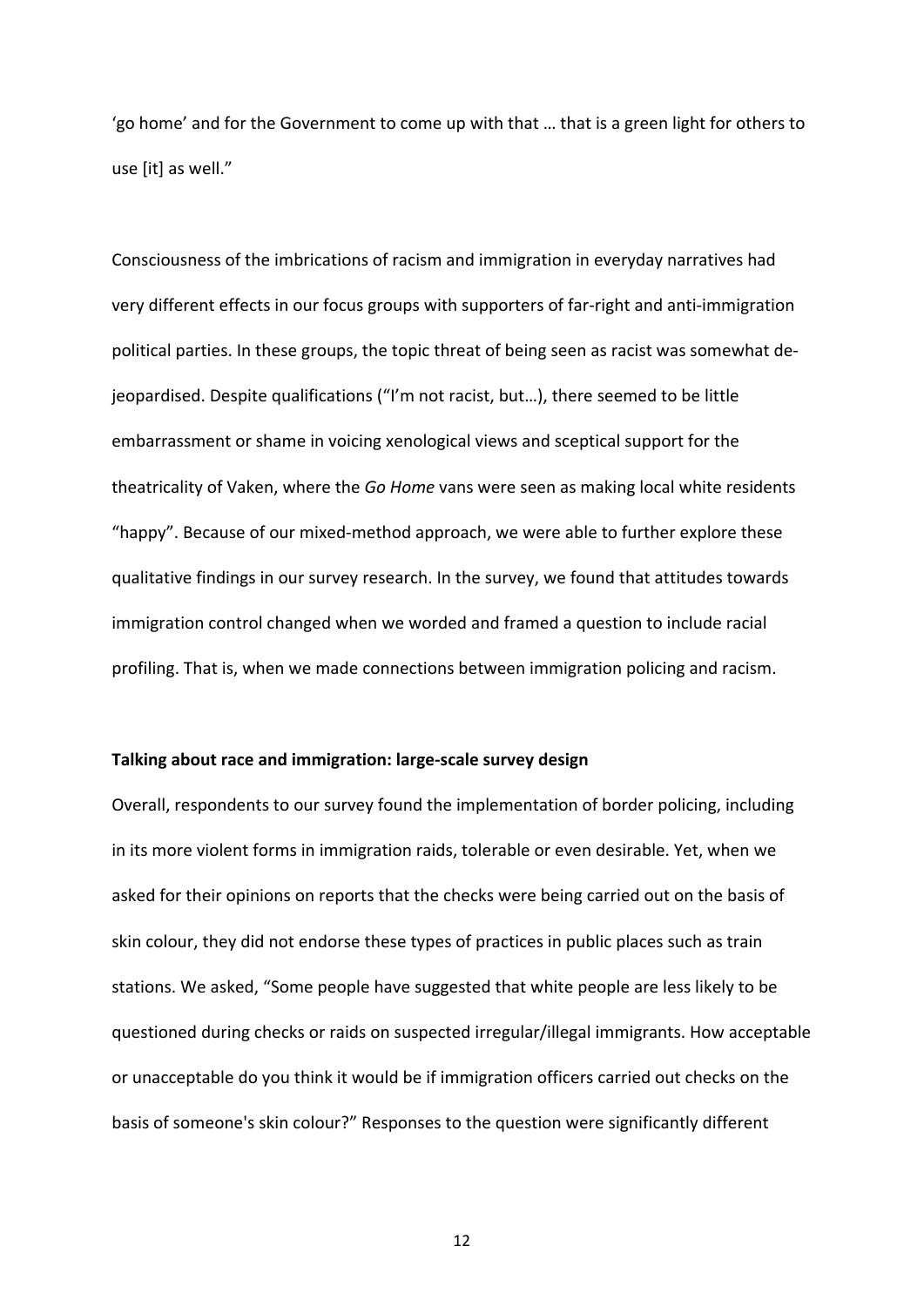'go home' and for the Government to come up with that … that is a green light for others to use [it] as well."

Consciousness of the imbrications of racism and immigration in everyday narratives had very different effects in our focus groups with supporters of far-right and anti-immigration political parties. In these groups, the topic threat of being seen as racist was somewhat de-jeopardised. Despite qualifications ("I'm not racist, but…), there seemed to be little embarrassment or shame in voicing xenological views and sceptical support for the theatricality of Vaken, where the *Go Home* vans were seen as making local white residents "happy". Because of our mixed-method approach, we were able to further explore these qualitative findings in our survey research. In the survey, we found that attitudes towards immigration control changed when we worded and framed a question to include racial profiling. That is, when we made connections between immigration policing and racism.

**Talking about race and immigration: large-scale survey design**

Overall, respondents to our survey found the implementation of border policing, including in its more violent forms in immigration raids, tolerable or even desirable. Yet, when we asked for their opinions on reports that the checks were being carried out on the basis of skin colour, they did not endorse these types of practices in public places such as train stations. We asked, "Some people have suggested that white people are less likely to be questioned during checks or raids on suspected irregular/illegal immigrants. How acceptable or unacceptable do you think it would be if immigration officers carried out checks on the basis of someone's skin colour?" Responses to the question were significantly different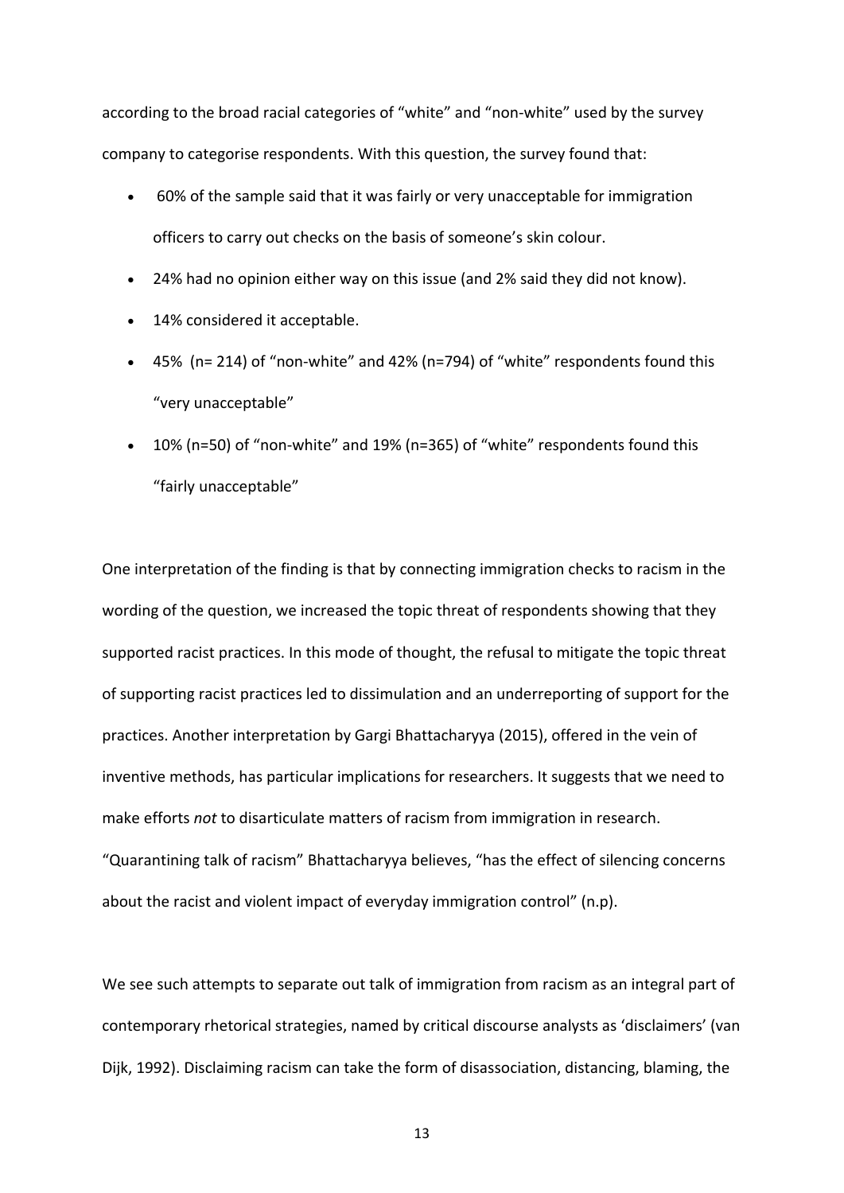according to the broad racial categories of "white" and "non-white" used by the survey company to categorise respondents. With this question, the survey found that:

- 60% of the sample said that it was fairly or very unacceptable for immigration officers to carry out checks on the basis of someone's skin colour.
- 24% had no opinion either way on this issue (and 2% said they did not know).
- 14% considered it acceptable.
- 45% (n= 214) of "non-white" and 42% (n=794) of "white" respondents found this "very unacceptable"
- 10% (n=50) of "non-white" and 19% (n=365) of "white" respondents found this "fairly unacceptable"

One interpretation of the finding is that by connecting immigration checks to racism in the wording of the question, we increased the topic threat of respondents showing that they supported racist practices. In this mode of thought, the refusal to mitigate the topic threat of supporting racist practices led to dissimulation and an underreporting of support for the practices. Another interpretation by Gargi Bhattacharyya (2015), offered in the vein of inventive methods, has particular implications for researchers. It suggests that we need to make efforts *not* to disarticulate matters of racism from immigration in research. "Quarantining talk of racism" Bhattacharyya believes, "has the effect of silencing concerns about the racist and violent impact of everyday immigration control" (n.p).

We see such attempts to separate out talk of immigration from racism as an integral part of contemporary rhetorical strategies, named by critical discourse analysts as 'disclaimers' (van Dijk, 1992). Disclaiming racism can take the form of disassociation, distancing, blaming, the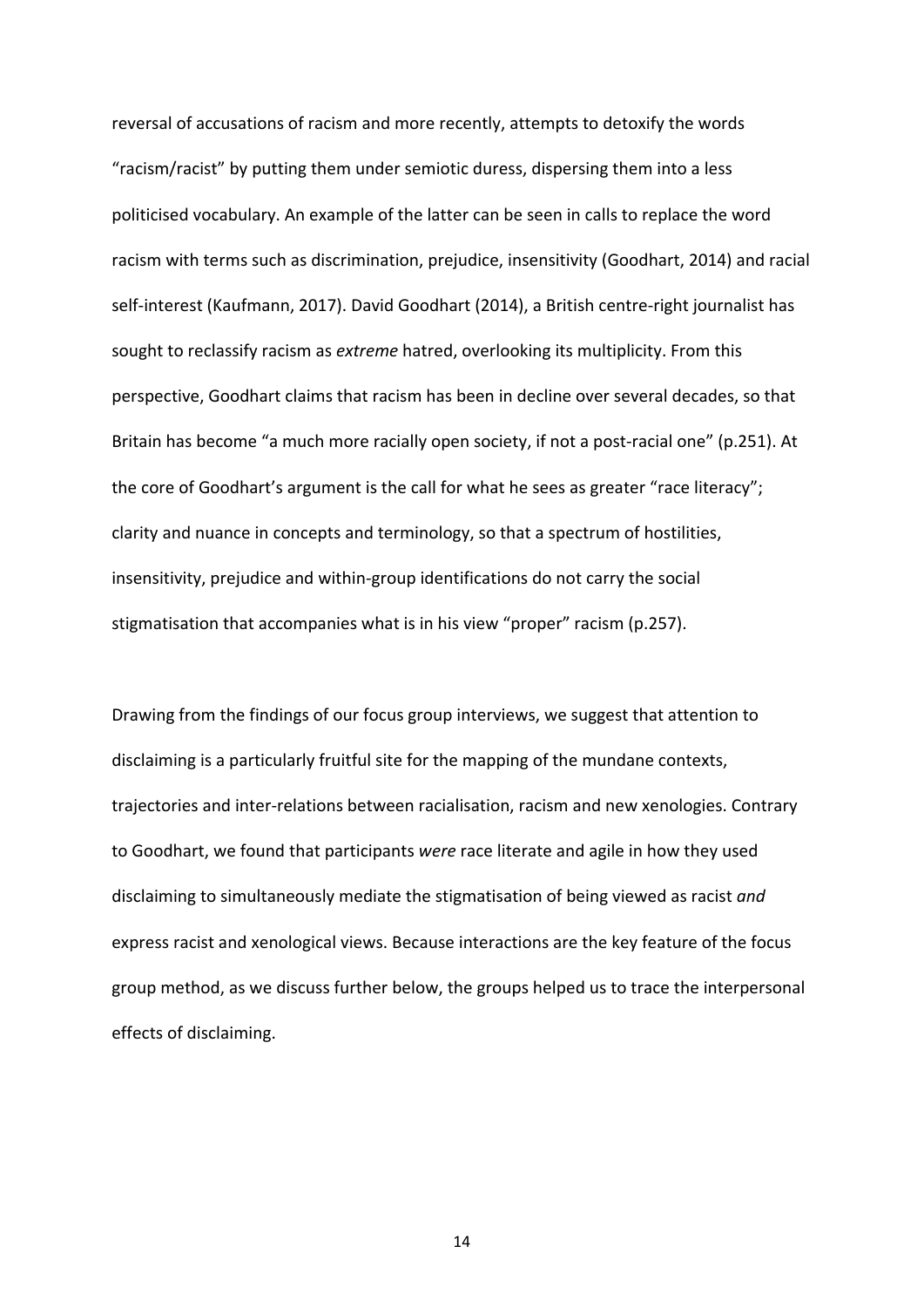reversal of accusations of racism and more recently, attempts to detoxify the words "racism/racist" by putting them under semiotic duress, dispersing them into a less politicised vocabulary. An example of the latter can be seen in calls to replace the word racism with terms such as discrimination, prejudice, insensitivity (Goodhart, 2014) and racial self-interest (Kaufmann, 2017). David Goodhart (2014), a British centre-right journalist has sought to reclassify racism as *extreme* hatred, overlooking its multiplicity. From this perspective, Goodhart claims that racism has been in decline over several decades, so that Britain has become "a much more racially open society, if not a post-racial one" (p.251). At the core of Goodhart's argument is the call for what he sees as greater "race literacy"; clarity and nuance in concepts and terminology, so that a spectrum of hostilities, insensitivity, prejudice and within-group identifications do not carry the social stigmatisation that accompanies what is in his view "proper" racism (p.257).

Drawing from the findings of our focus group interviews, we suggest that attention to disclaiming is a particularly fruitful site for the mapping of the mundane contexts, trajectories and inter-relations between racialisation, racism and new xenologies. Contrary to Goodhart, we found that participants *were* race literate and agile in how they used disclaiming to simultaneously mediate the stigmatisation of being viewed as racist *and* express racist and xenological views. Because interactions are the key feature of the focus group method, as we discuss further below, the groups helped us to trace the interpersonal effects of disclaiming.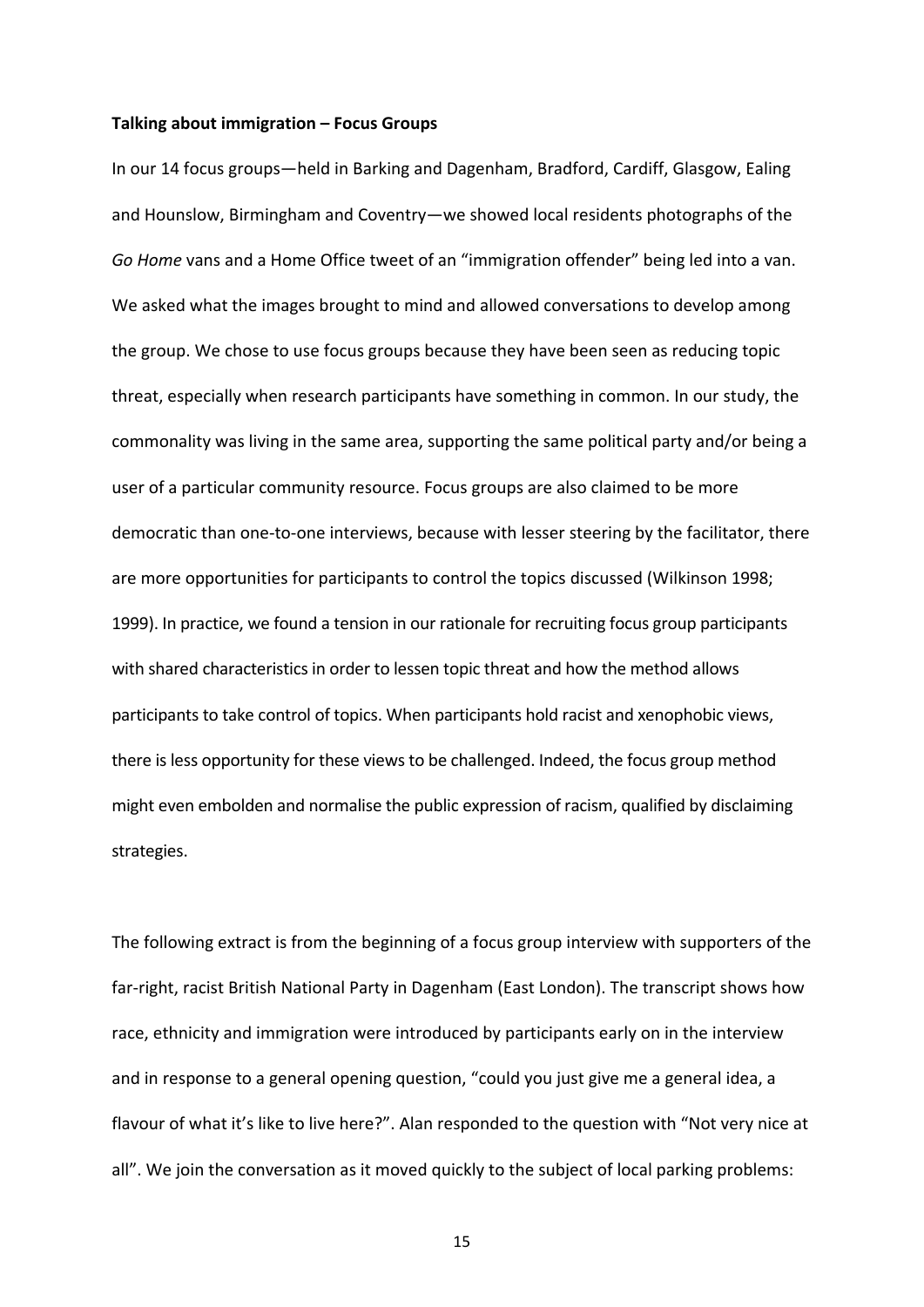**Talking about immigration – Focus Groups**

In our 14 focus groups—held in Barking and Dagenham, Bradford, Cardiff, Glasgow, Ealing and Hounslow, Birmingham and Coventry—we showed local residents photographs of the *Go Home* vans and a Home Office tweet of an "immigration offender" being led into a van. We asked what the images brought to mind and allowed conversations to develop among the group. We chose to use focus groups because they have been seen as reducing topic threat, especially when research participants have something in common. In our study, the commonality was living in the same area, supporting the same political party and/or being a user of a particular community resource. Focus groups are also claimed to be more democratic than one-to-one interviews, because with lesser steering by the facilitator, there are more opportunities for participants to control the topics discussed (Wilkinson 1998; 1999). In practice, we found a tension in our rationale for recruiting focus group participants with shared characteristics in order to lessen topic threat and how the method allows participants to take control of topics. When participants hold racist and xenophobic views, there is less opportunity for these views to be challenged. Indeed, the focus group method might even embolden and normalise the public expression of racism, qualified by disclaiming strategies.

The following extract is from the beginning of a focus group interview with supporters of the far-right, racist British National Party in Dagenham (East London). The transcript shows how race, ethnicity and immigration were introduced by participants early on in the interview and in response to a general opening question, "could you just give me a general idea, a flavour of what it's like to live here?". Alan responded to the question with "Not very nice at all". We join the conversation as it moved quickly to the subject of local parking problems: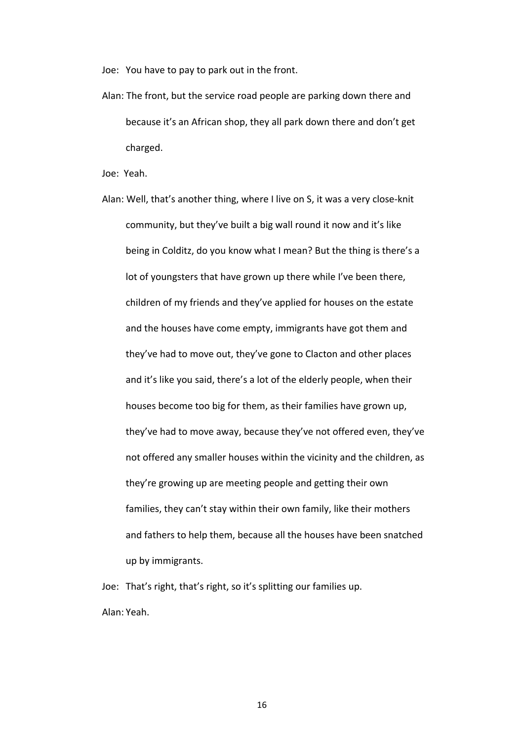Joe: You have to pay to park out in the front.

Alan: The front, but the service road people are parking down there and because it's an African shop, they all park down there and don't get charged.

Joe: Yeah.

Alan: Well, that's another thing, where I live on S, it was a very close-knit community, but they've built a big wall round it now and it's like being in Colditz, do you know what I mean? But the thing is there's a lot of youngsters that have grown up there while I've been there, children of my friends and they've applied for houses on the estate and the houses have come empty, immigrants have got them and they've had to move out, they've gone to Clacton and other places and it's like you said, there's a lot of the elderly people, when their houses become too big for them, as their families have grown up, they've had to move away, because they've not offered even, they've not offered any smaller houses within the vicinity and the children, as they're growing up are meeting people and getting their own families, they can't stay within their own family, like their mothers and fathers to help them, because all the houses have been snatched up by immigrants.

Joe: That's right, that's right, so it's splitting our families up.

Alan: Yeah.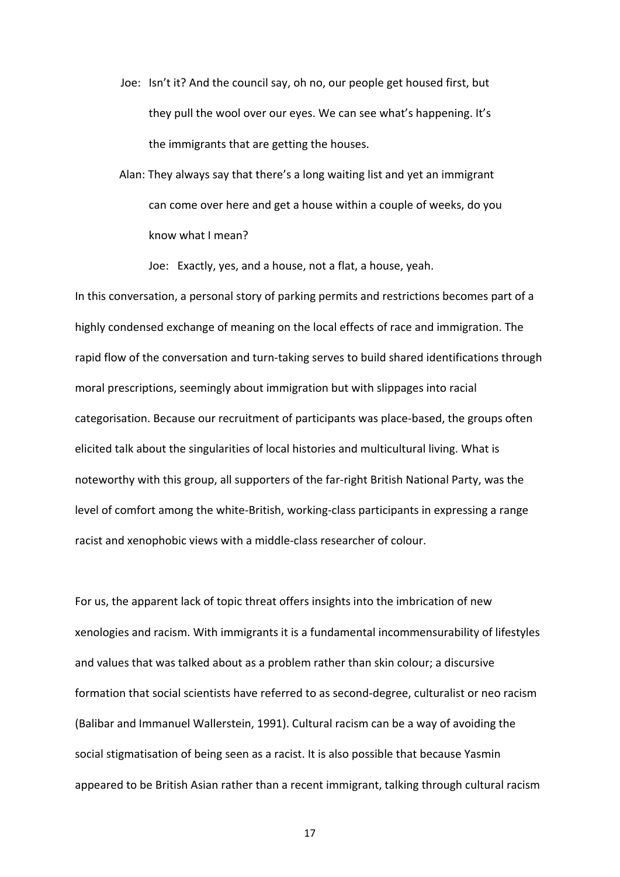Joe: Isn't it? And the council say, oh no, our people get housed first, but they pull the wool over our eyes. We can see what's happening. It's the immigrants that are getting the houses.

Alan: They always say that there's a long waiting list and yet an immigrant can come over here and get a house within a couple of weeks, do you know what I mean?

Joe: Exactly, yes, and a house, not a flat, a house, yeah.

In this conversation, a personal story of parking permits and restrictions becomes part of a highly condensed exchange of meaning on the local effects of race and immigration. The rapid flow of the conversation and turn-taking serves to build shared identifications through moral prescriptions, seemingly about immigration but with slippages into racial categorisation. Because our recruitment of participants was place-based, the groups often elicited talk about the singularities of local histories and multicultural living. What is noteworthy with this group, all supporters of the far-right British National Party, was the level of comfort among the white-British, working-class participants in expressing a range racist and xenophobic views with a middle-class researcher of colour.

For us, the apparent lack of topic threat offers insights into the imbrication of new xenologies and racism. With immigrants it is a fundamental incommensurability of lifestyles and values that was talked about as a problem rather than skin colour; a discursive formation that social scientists have referred to as second-degree, culturalist or neo racism (Balibar and Immanuel Wallerstein, 1991). Cultural racism can be a way of avoiding the social stigmatisation of being seen as a racist. It is also possible that because Yasmin appeared to be British Asian rather than a recent immigrant, talking through cultural racism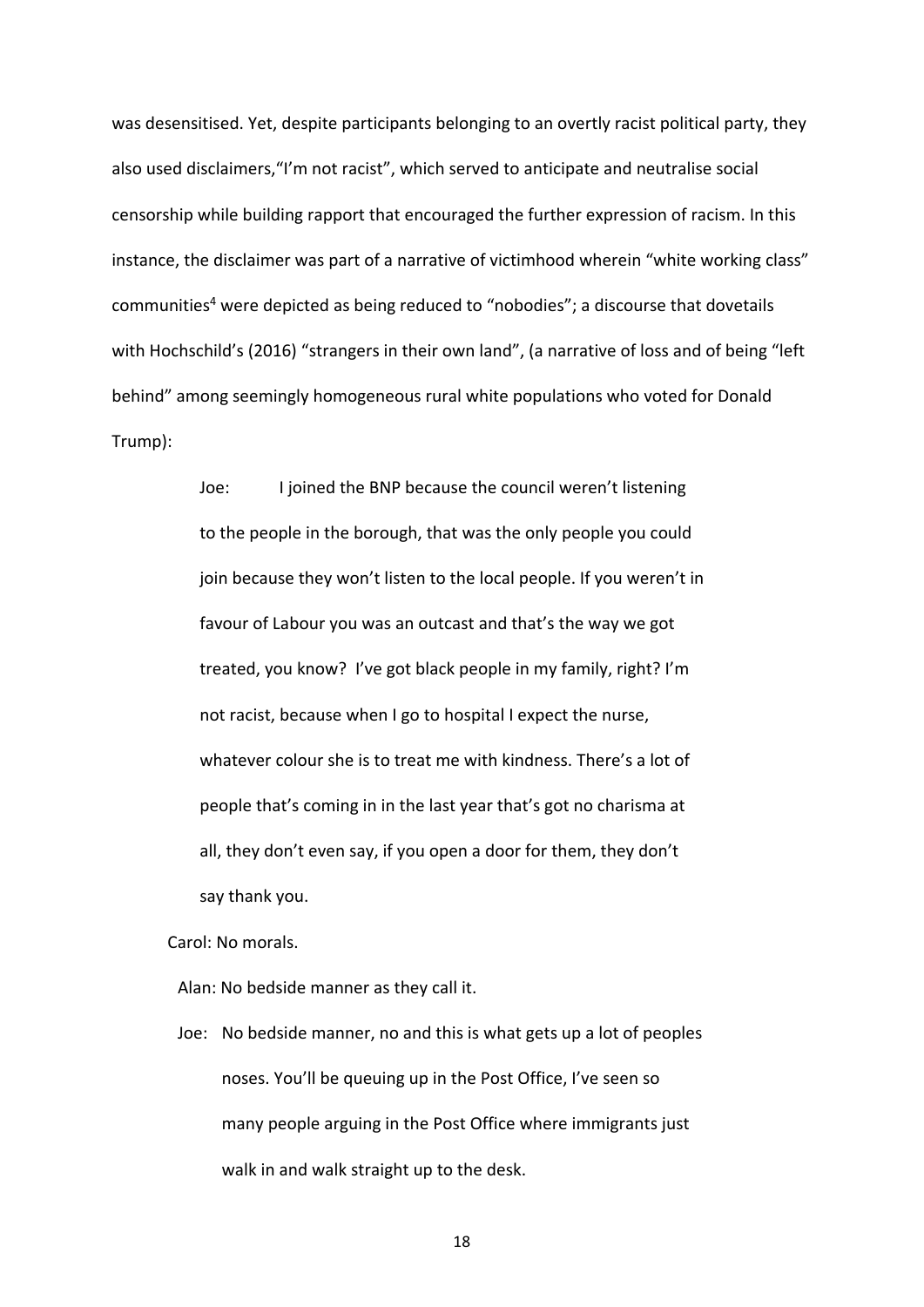was desensitised. Yet, despite participants belonging to an overtly racist political party, they also used disclaimers,"I'm not racist", which served to anticipate and neutralise social censorship while building rapport that encouraged the further expression of racism. In this instance, the disclaimer was part of a narrative of victimhood wherein "white working class" communities[4] were depicted as being reduced to "nobodies"; a discourse that dovetails with Hochschild's (2016) "strangers in their own land", (a narrative of loss and of being "left behind" among seemingly homogeneous rural white populations who voted for Donald Trump):

> Joe: I joined the BNP because the council weren't listening to the people in the borough, that was the only people you could join because they won't listen to the local people. If you weren't in favour of Labour you was an outcast and that's the way we got treated, you know? I've got black people in my family, right? I'm not racist, because when I go to hospital I expect the nurse, whatever colour she is to treat me with kindness. There's a lot of people that's coming in in the last year that's got no charisma at all, they don't even say, if you open a door for them, they don't say thank you.
>
> Carol: No morals.
>
> Alan: No bedside manner as they call it.
>
> Joe: No bedside manner, no and this is what gets up a lot of peoples noses. You'll be queuing up in the Post Office, I've seen so many people arguing in the Post Office where immigrants just walk in and walk straight up to the desk.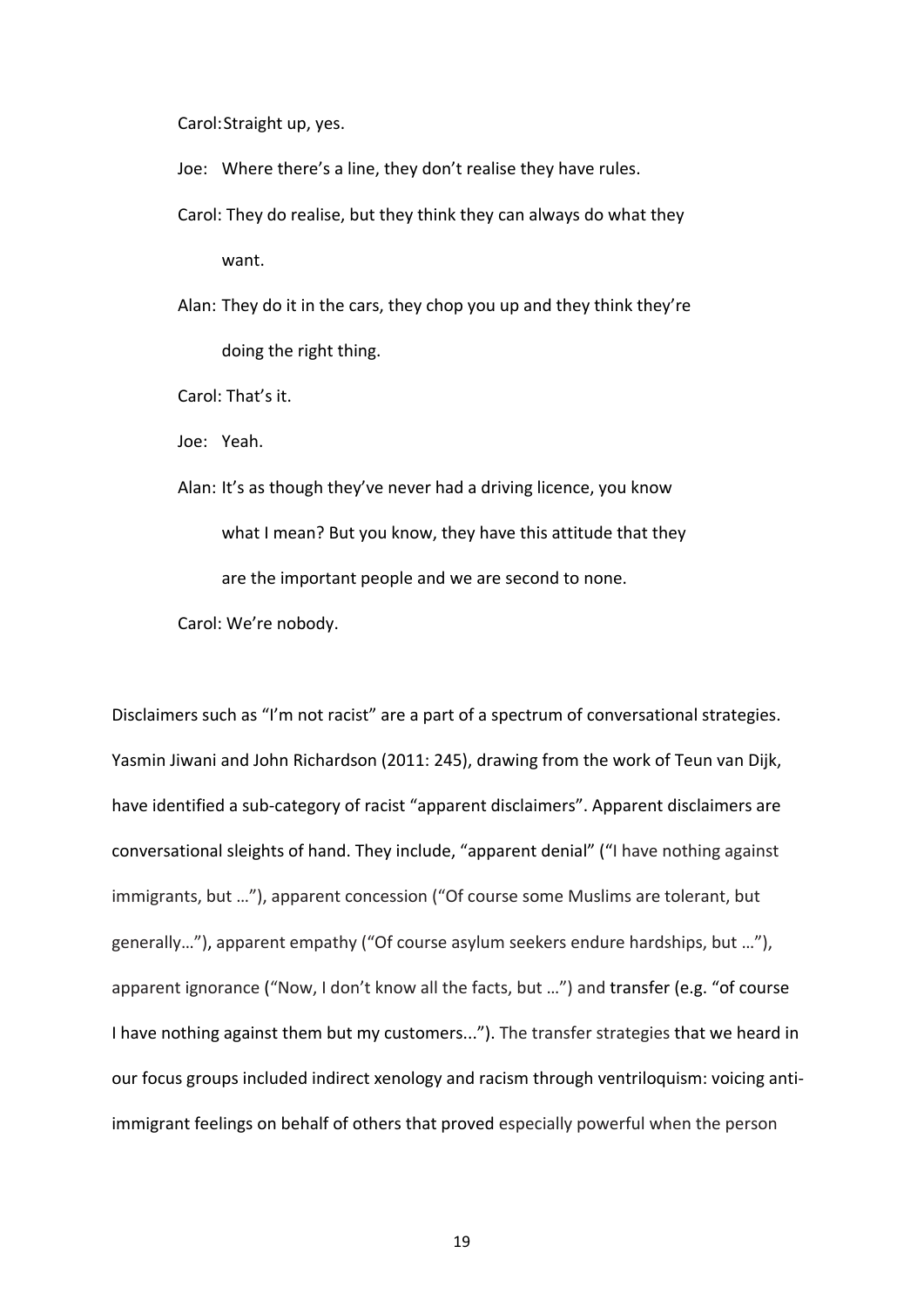Carol: Straight up, yes.

Joe: Where there's a line, they don't realise they have rules.

Carol: They do realise, but they think they can always do what they want.

Alan: They do it in the cars, they chop you up and they think they're doing the right thing.

Carol: That's it.

Joe: Yeah.

Alan: It's as though they've never had a driving licence, you know what I mean? But you know, they have this attitude that they are the important people and we are second to none.

Carol: We're nobody.

Disclaimers such as "I'm not racist" are a part of a spectrum of conversational strategies. Yasmin Jiwani and John Richardson (2011: 245), drawing from the work of Teun van Dijk, have identified a sub-category of racist "apparent disclaimers". Apparent disclaimers are conversational sleights of hand. They include, "apparent denial" ("I have nothing against immigrants, but …"), apparent concession ("Of course some Muslims are tolerant, but generally…"), apparent empathy ("Of course asylum seekers endure hardships, but …"), apparent ignorance ("Now, I don't know all the facts, but …") and transfer (e.g. "of course I have nothing against them but my customers..."). The transfer strategies that we heard in our focus groups included indirect xenology and racism through ventriloquism: voicing anti-immigrant feelings on behalf of others that proved especially powerful when the person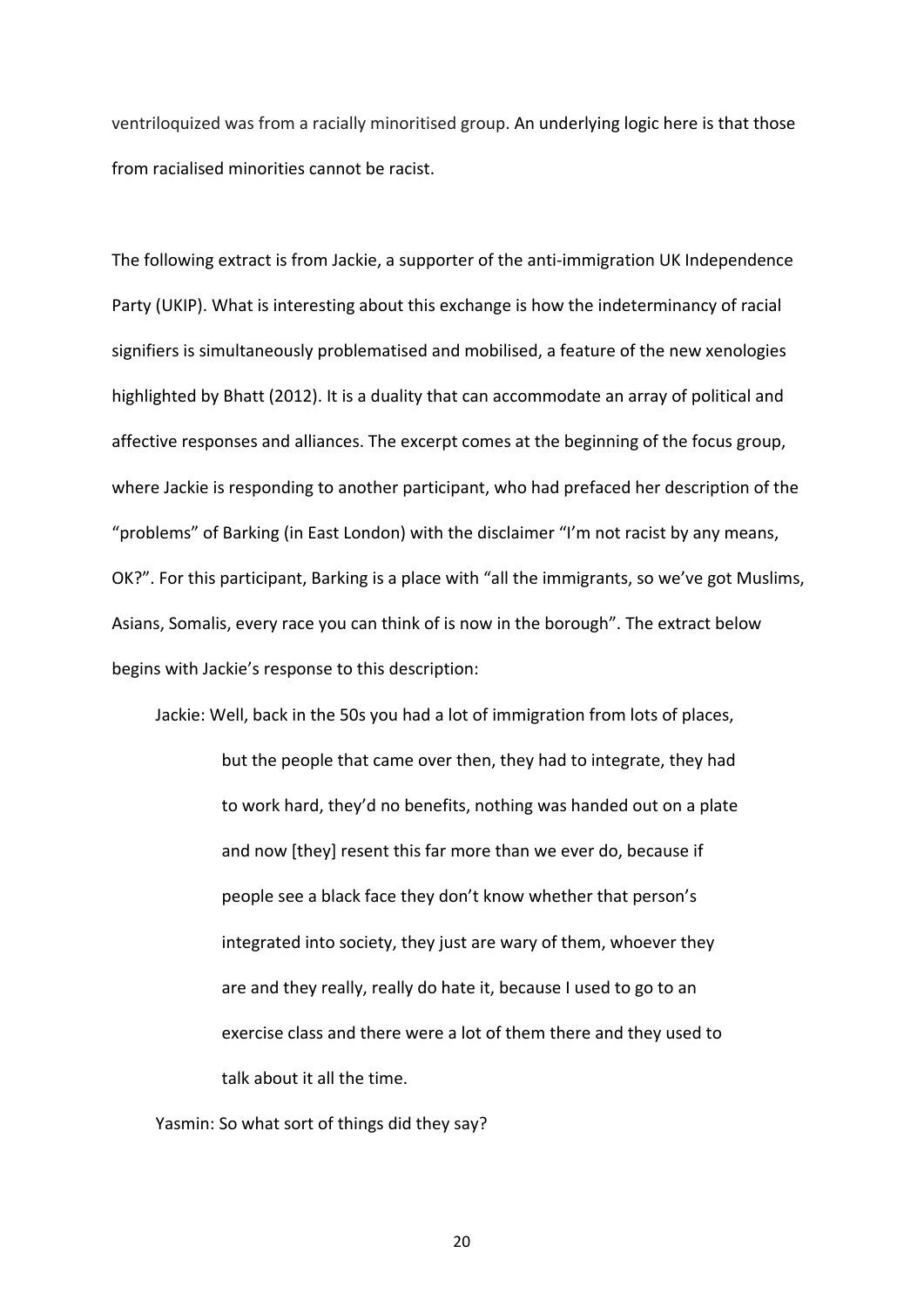ventriloquized was from a racially minoritised group. An underlying logic here is that those from racialised minorities cannot be racist.

The following extract is from Jackie, a supporter of the anti-immigration UK Independence Party (UKIP). What is interesting about this exchange is how the indeterminancy of racial signifiers is simultaneously problematised and mobilised, a feature of the new xenologies highlighted by Bhatt (2012). It is a duality that can accommodate an array of political and affective responses and alliances. The excerpt comes at the beginning of the focus group, where Jackie is responding to another participant, who had prefaced her description of the "problems" of Barking (in East London) with the disclaimer "I'm not racist by any means, OK?". For this participant, Barking is a place with "all the immigrants, so we've got Muslims, Asians, Somalis, every race you can think of is now in the borough". The extract below begins with Jackie's response to this description:

> Jackie: Well, back in the 50s you had a lot of immigration from lots of places, but the people that came over then, they had to integrate, they had to work hard, they'd no benefits, nothing was handed out on a plate and now [they] resent this far more than we ever do, because if people see a black face they don't know whether that person's integrated into society, they just are wary of them, whoever they are and they really, really do hate it, because I used to go to an exercise class and there were a lot of them there and they used to talk about it all the time.
>
> Yasmin: So what sort of things did they say?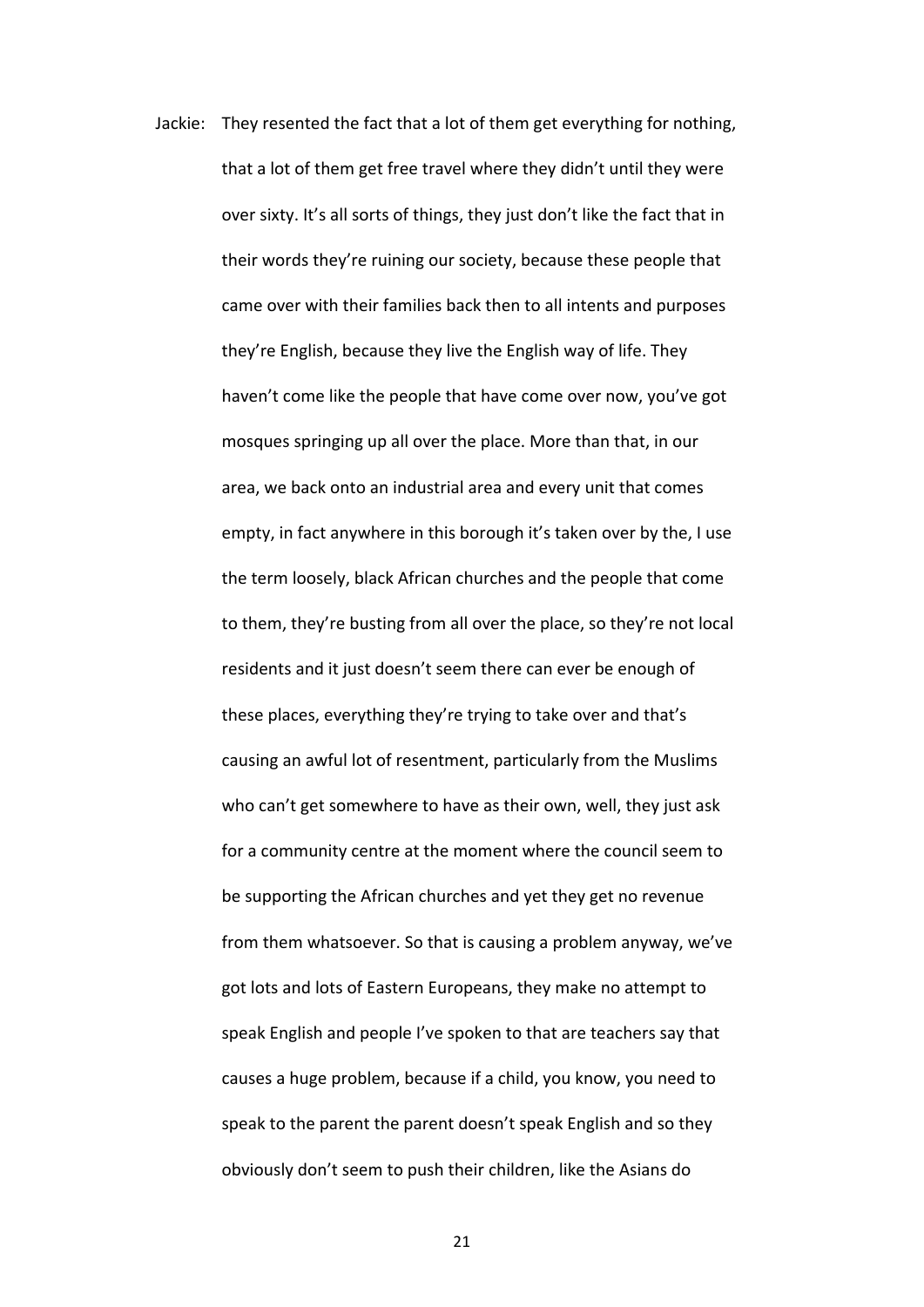Jackie: They resented the fact that a lot of them get everything for nothing, that a lot of them get free travel where they didn't until they were over sixty. It's all sorts of things, they just don't like the fact that in their words they're ruining our society, because these people that came over with their families back then to all intents and purposes they're English, because they live the English way of life. They haven't come like the people that have come over now, you've got mosques springing up all over the place. More than that, in our area, we back onto an industrial area and every unit that comes empty, in fact anywhere in this borough it's taken over by the, I use the term loosely, black African churches and the people that come to them, they're busting from all over the place, so they're not local residents and it just doesn't seem there can ever be enough of these places, everything they're trying to take over and that's causing an awful lot of resentment, particularly from the Muslims who can't get somewhere to have as their own, well, they just ask for a community centre at the moment where the council seem to be supporting the African churches and yet they get no revenue from them whatsoever. So that is causing a problem anyway, we've got lots and lots of Eastern Europeans, they make no attempt to speak English and people I've spoken to that are teachers say that causes a huge problem, because if a child, you know, you need to speak to the parent the parent doesn't speak English and so they obviously don't seem to push their children, like the Asians do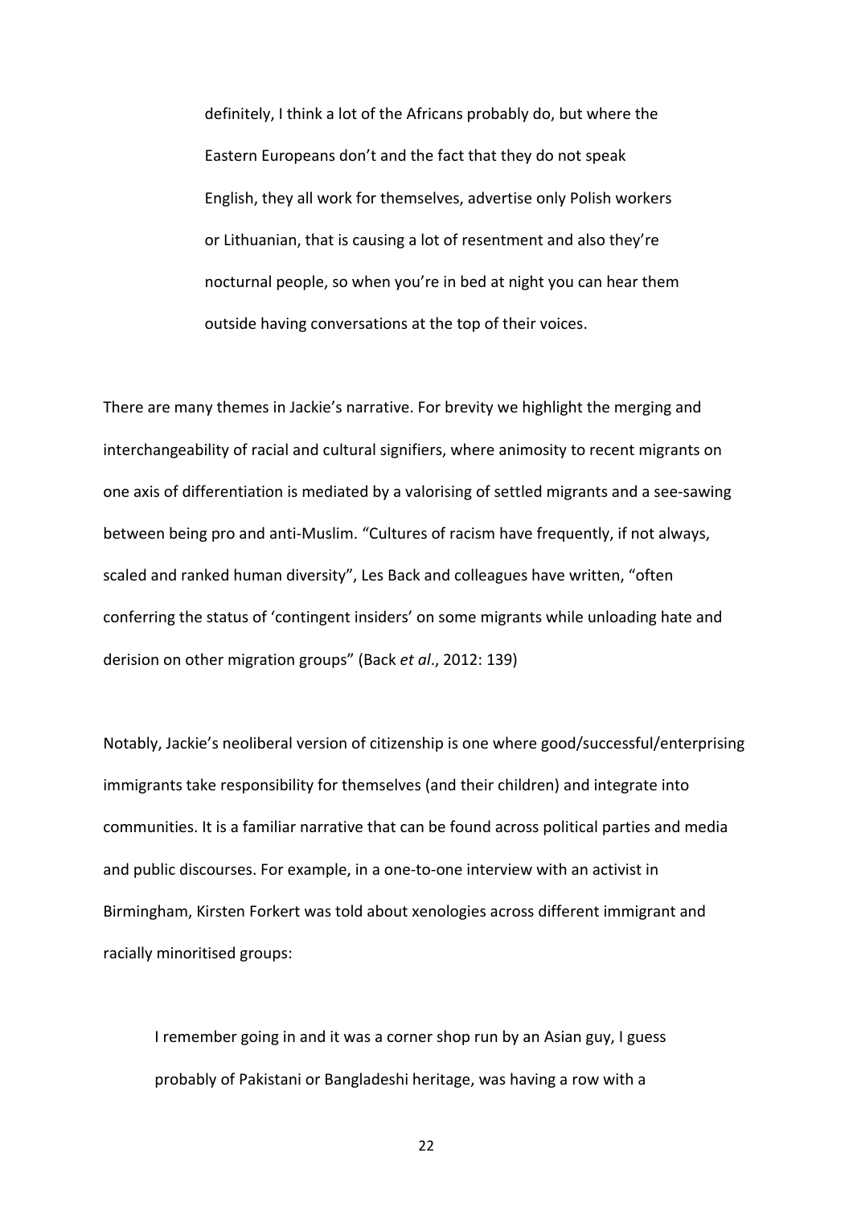> definitely, I think a lot of the Africans probably do, but where the Eastern Europeans don't and the fact that they do not speak English, they all work for themselves, advertise only Polish workers or Lithuanian, that is causing a lot of resentment and also they're nocturnal people, so when you're in bed at night you can hear them outside having conversations at the top of their voices.

There are many themes in Jackie's narrative. For brevity we highlight the merging and interchangeability of racial and cultural signifiers, where animosity to recent migrants on one axis of differentiation is mediated by a valorising of settled migrants and a see-sawing between being pro and anti-Muslim. "Cultures of racism have frequently, if not always, scaled and ranked human diversity", Les Back and colleagues have written, "often conferring the status of 'contingent insiders' on some migrants while unloading hate and derision on other migration groups" (Back *et al*., 2012: 139)

Notably, Jackie's neoliberal version of citizenship is one where good/successful/enterprising immigrants take responsibility for themselves (and their children) and integrate into communities. It is a familiar narrative that can be found across political parties and media and public discourses. For example, in a one-to-one interview with an activist in Birmingham, Kirsten Forkert was told about xenologies across different immigrant and racially minoritised groups:

> I remember going in and it was a corner shop run by an Asian guy, I guess probably of Pakistani or Bangladeshi heritage, was having a row with a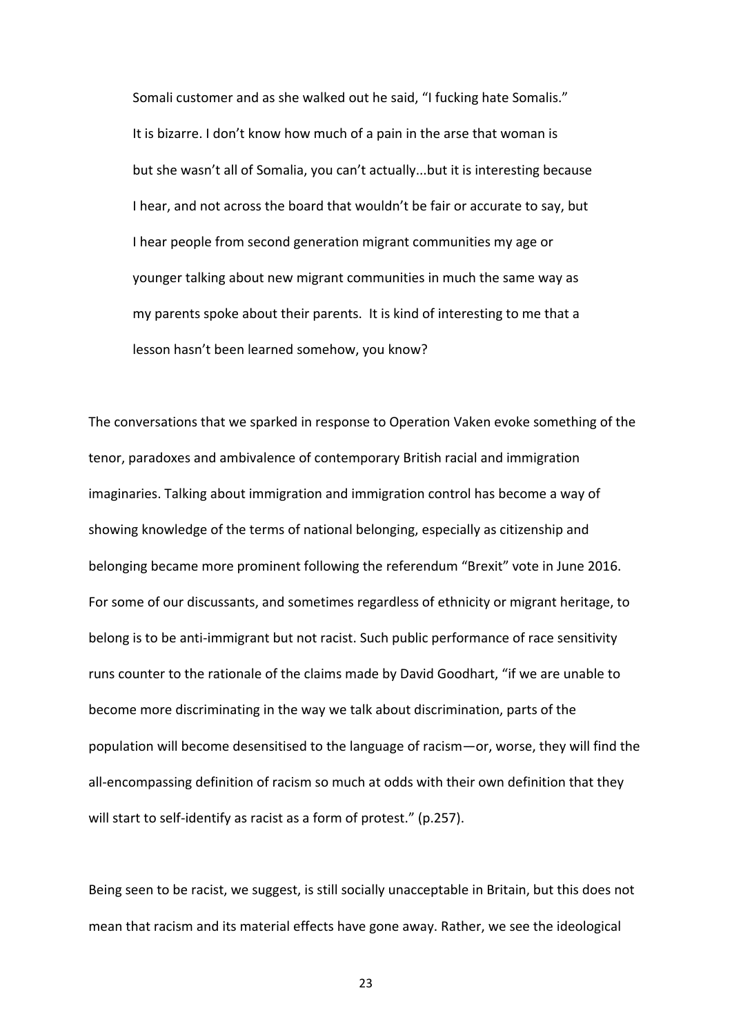> Somali customer and as she walked out he said, "I fucking hate Somalis." It is bizarre. I don't know how much of a pain in the arse that woman is but she wasn't all of Somalia, you can't actually...but it is interesting because I hear, and not across the board that wouldn't be fair or accurate to say, but I hear people from second generation migrant communities my age or younger talking about new migrant communities in much the same way as my parents spoke about their parents. It is kind of interesting to me that a lesson hasn't been learned somehow, you know?

The conversations that we sparked in response to Operation Vaken evoke something of the tenor, paradoxes and ambivalence of contemporary British racial and immigration imaginaries. Talking about immigration and immigration control has become a way of showing knowledge of the terms of national belonging, especially as citizenship and belonging became more prominent following the referendum "Brexit" vote in June 2016. For some of our discussants, and sometimes regardless of ethnicity or migrant heritage, to belong is to be anti-immigrant but not racist. Such public performance of race sensitivity runs counter to the rationale of the claims made by David Goodhart, "if we are unable to become more discriminating in the way we talk about discrimination, parts of the population will become desensitised to the language of racism—or, worse, they will find the all-encompassing definition of racism so much at odds with their own definition that they will start to self-identify as racist as a form of protest." (p.257).

Being seen to be racist, we suggest, is still socially unacceptable in Britain, but this does not mean that racism and its material effects have gone away. Rather, we see the ideological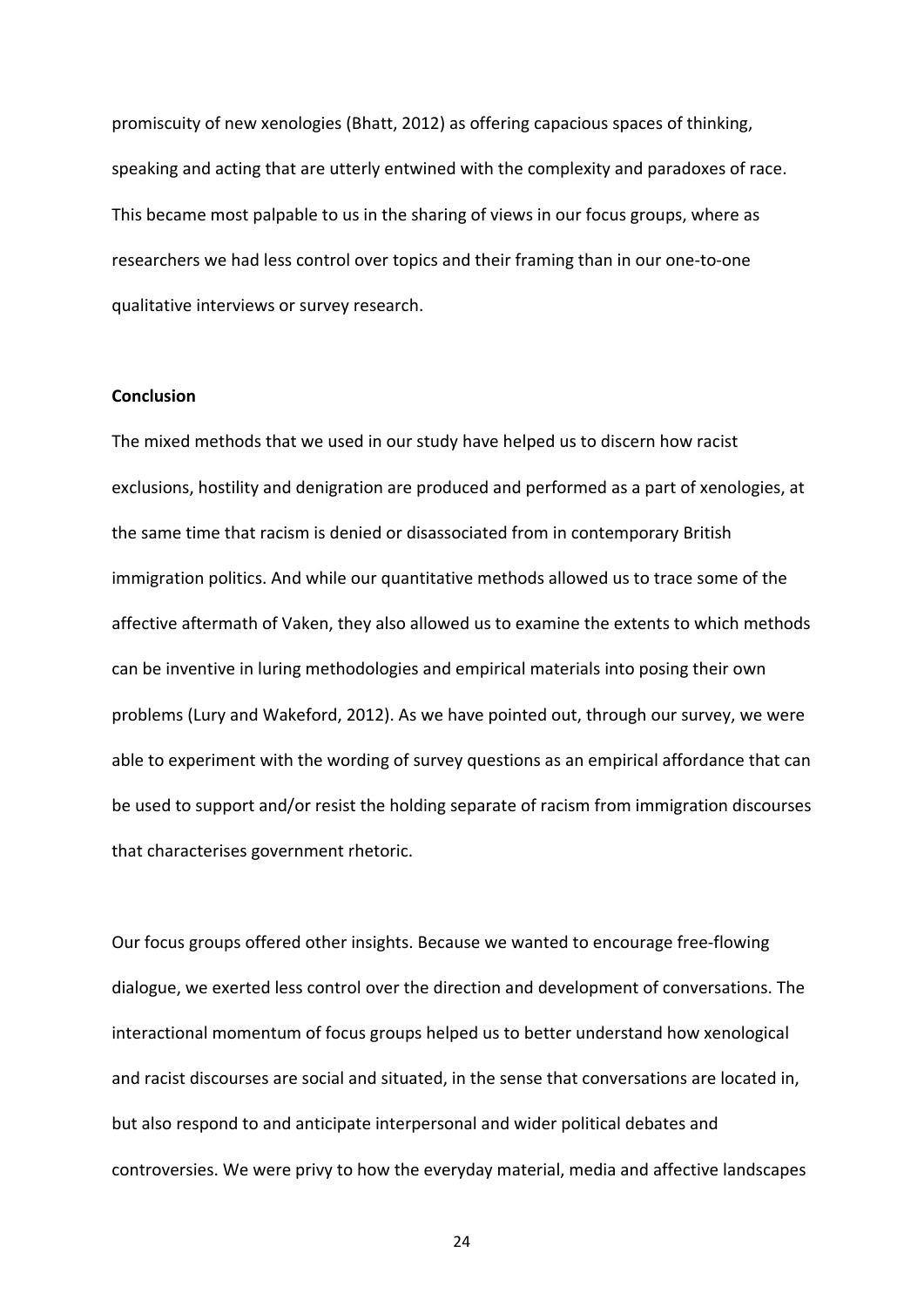promiscuity of new xenologies (Bhatt, 2012) as offering capacious spaces of thinking, speaking and acting that are utterly entwined with the complexity and paradoxes of race. This became most palpable to us in the sharing of views in our focus groups, where as researchers we had less control over topics and their framing than in our one-to-one qualitative interviews or survey research.

**Conclusion**

The mixed methods that we used in our study have helped us to discern how racist exclusions, hostility and denigration are produced and performed as a part of xenologies, at the same time that racism is denied or disassociated from in contemporary British immigration politics. And while our quantitative methods allowed us to trace some of the affective aftermath of Vaken, they also allowed us to examine the extents to which methods can be inventive in luring methodologies and empirical materials into posing their own problems (Lury and Wakeford, 2012). As we have pointed out, through our survey, we were able to experiment with the wording of survey questions as an empirical affordance that can be used to support and/or resist the holding separate of racism from immigration discourses that characterises government rhetoric.

Our focus groups offered other insights. Because we wanted to encourage free-flowing dialogue, we exerted less control over the direction and development of conversations. The interactional momentum of focus groups helped us to better understand how xenological and racist discourses are social and situated, in the sense that conversations are located in, but also respond to and anticipate interpersonal and wider political debates and controversies. We were privy to how the everyday material, media and affective landscapes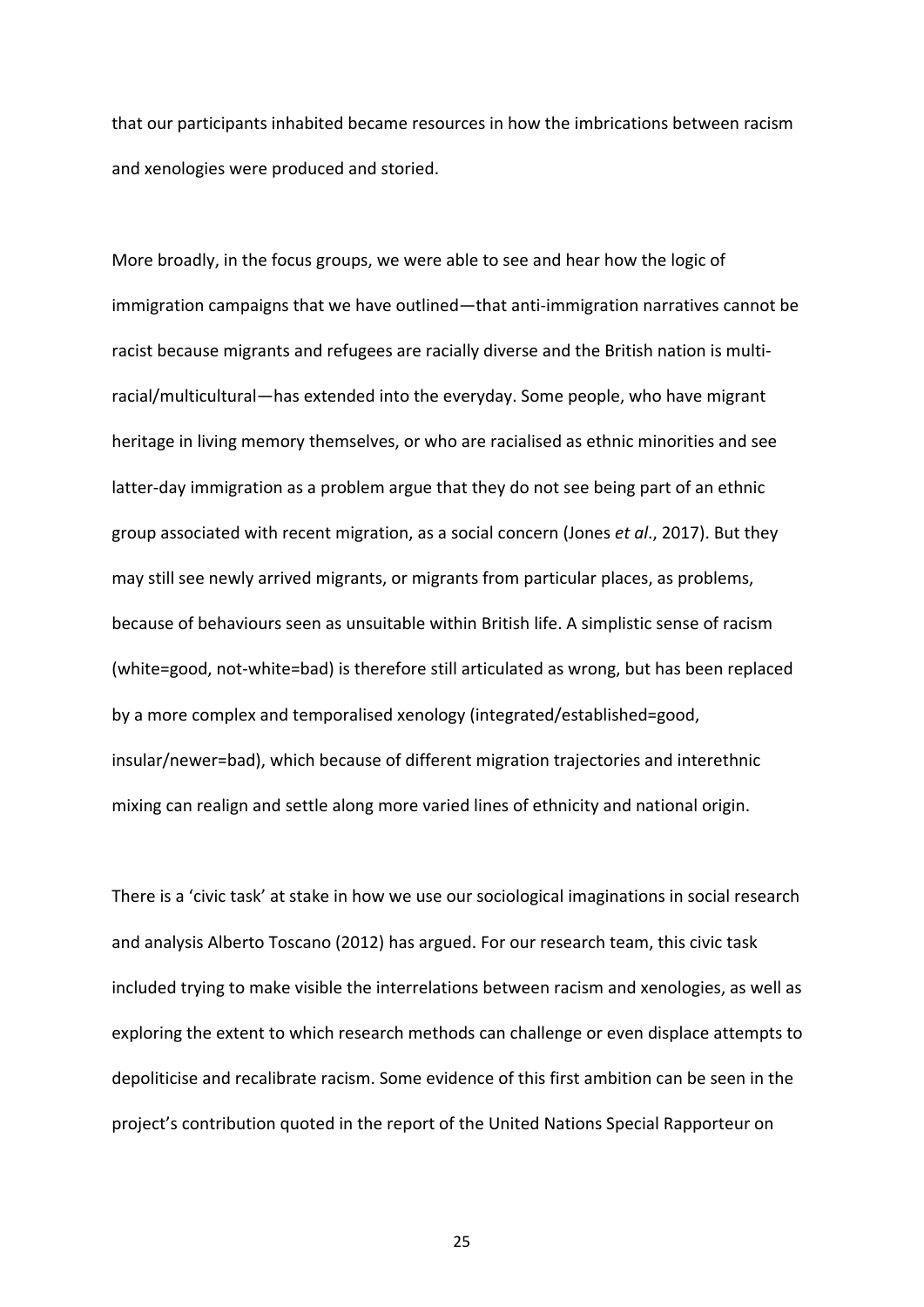that our participants inhabited became resources in how the imbrications between racism and xenologies were produced and storied.

More broadly, in the focus groups, we were able to see and hear how the logic of immigration campaigns that we have outlined—that anti-immigration narratives cannot be racist because migrants and refugees are racially diverse and the British nation is multi-racial/multicultural—has extended into the everyday. Some people, who have migrant heritage in living memory themselves, or who are racialised as ethnic minorities and see latter-day immigration as a problem argue that they do not see being part of an ethnic group associated with recent migration, as a social concern (Jones *et al*., 2017). But they may still see newly arrived migrants, or migrants from particular places, as problems, because of behaviours seen as unsuitable within British life. A simplistic sense of racism (white=good, not-white=bad) is therefore still articulated as wrong, but has been replaced by a more complex and temporalised xenology (integrated/established=good, insular/newer=bad), which because of different migration trajectories and interethnic mixing can realign and settle along more varied lines of ethnicity and national origin.

There is a 'civic task' at stake in how we use our sociological imaginations in social research and analysis Alberto Toscano (2012) has argued. For our research team, this civic task included trying to make visible the interrelations between racism and xenologies, as well as exploring the extent to which research methods can challenge or even displace attempts to depoliticise and recalibrate racism. Some evidence of this first ambition can be seen in the project's contribution quoted in the report of the United Nations Special Rapporteur on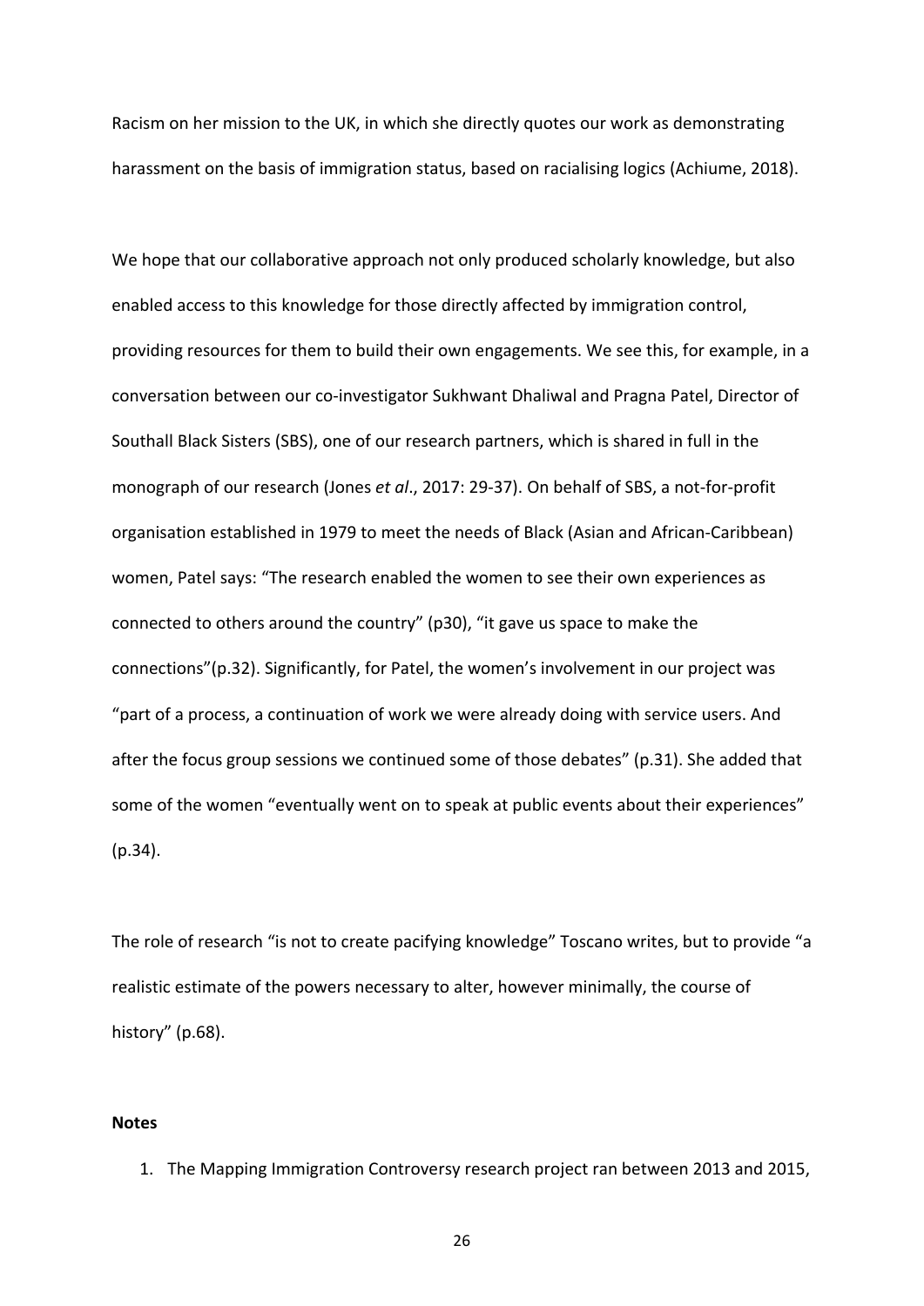Racism on her mission to the UK, in which she directly quotes our work as demonstrating harassment on the basis of immigration status, based on racialising logics (Achiume, 2018).

We hope that our collaborative approach not only produced scholarly knowledge, but also enabled access to this knowledge for those directly affected by immigration control, providing resources for them to build their own engagements. We see this, for example, in a conversation between our co-investigator Sukhwant Dhaliwal and Pragna Patel, Director of Southall Black Sisters (SBS), one of our research partners, which is shared in full in the monograph of our research (Jones *et al*., 2017: 29-37). On behalf of SBS, a not-for-profit organisation established in 1979 to meet the needs of Black (Asian and African-Caribbean) women, Patel says: "The research enabled the women to see their own experiences as connected to others around the country" (p30), "it gave us space to make the connections"(p.32). Significantly, for Patel, the women's involvement in our project was "part of a process, a continuation of work we were already doing with service users. And after the focus group sessions we continued some of those debates" (p.31). She added that some of the women "eventually went on to speak at public events about their experiences" (p.34).

The role of research "is not to create pacifying knowledge" Toscano writes, but to provide "a realistic estimate of the powers necessary to alter, however minimally, the course of history" (p.68).

**Notes**

1. The Mapping Immigration Controversy research project ran between 2013 and 2015,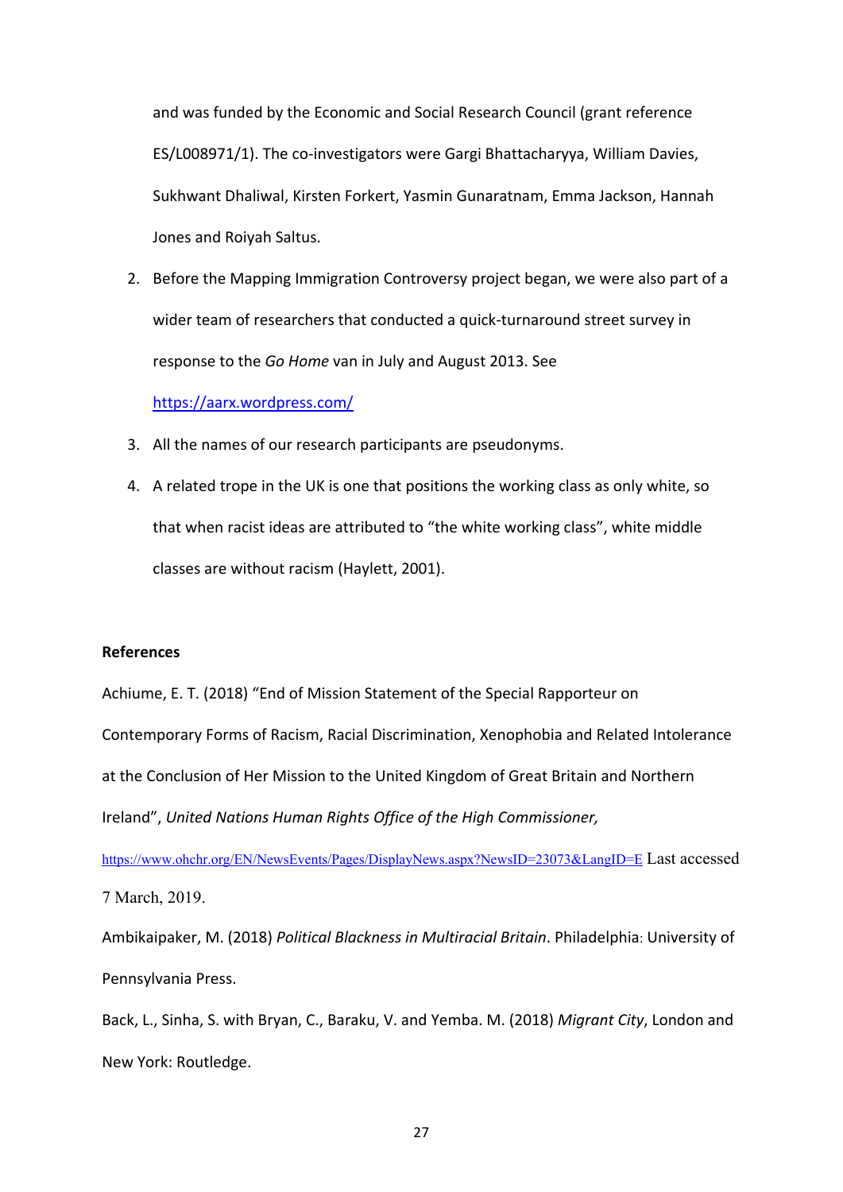and was funded by the Economic and Social Research Council (grant reference ES/L008971/1). The co-investigators were Gargi Bhattacharyya, William Davies, Sukhwant Dhaliwal, Kirsten Forkert, Yasmin Gunaratnam, Emma Jackson, Hannah Jones and Roiyah Saltus.

2. Before the Mapping Immigration Controversy project began, we were also part of a wider team of researchers that conducted a quick-turnaround street survey in response to the *Go Home* van in July and August 2013. See https://aarx.wordpress.com/
3. All the names of our research participants are pseudonyms.
4. A related trope in the UK is one that positions the working class as only white, so that when racist ideas are attributed to "the white working class", white middle classes are without racism (Haylett, 2001).

**References**

Achiume, E. T. (2018) "End of Mission Statement of the Special Rapporteur on Contemporary Forms of Racism, Racial Discrimination, Xenophobia and Related Intolerance at the Conclusion of Her Mission to the United Kingdom of Great Britain and Northern Ireland", *United Nations Human Rights Office of the High Commissioner,* https://www.ohchr.org/EN/NewsEvents/Pages/DisplayNews.aspx?NewsID=23073&LangID=E Last accessed 7 March, 2019.

Ambikaipaker, M. (2018) *Political Blackness in Multiracial Britain*. Philadelphia: University of Pennsylvania Press.

Back, L., Sinha, S. with Bryan, C., Baraku, V. and Yemba. M. (2018) *Migrant City*, London and New York: Routledge.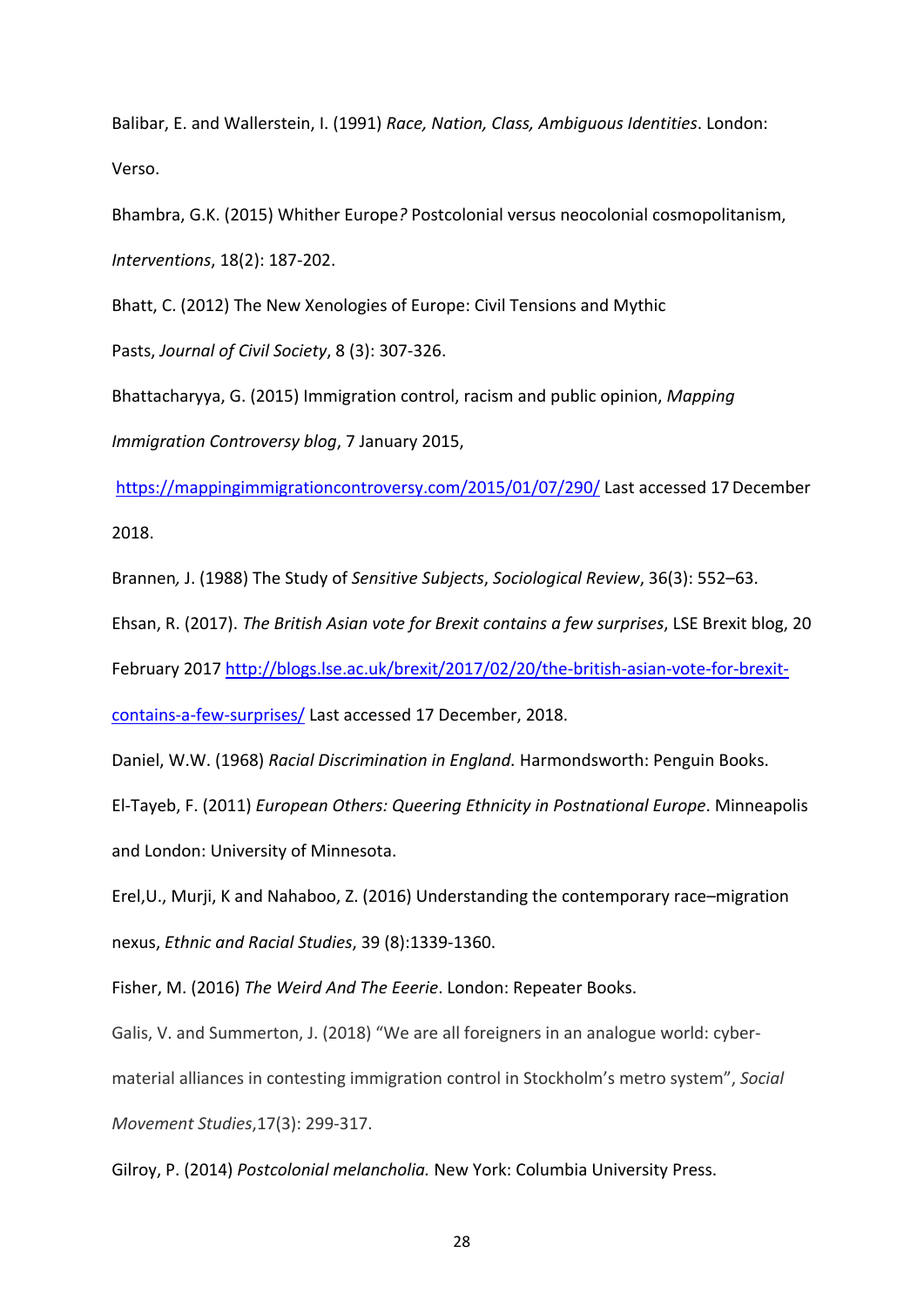Balibar, E. and Wallerstein, I. (1991) *Race, Nation, Class, Ambiguous Identities*. London: Verso.

Bhambra, G.K. (2015) Whither Europe*?* Postcolonial versus neocolonial cosmopolitanism, *Interventions*, 18(2): 187-202.

Bhatt, C. (2012) The New Xenologies of Europe: Civil Tensions and Mythic Pasts, *Journal of Civil Society*, 8 (3): 307-326.

Bhattacharyya, G. (2015) Immigration control, racism and public opinion, *Mapping Immigration Controversy blog*, 7 January 2015, https://mappingimmigrationcontroversy.com/2015/01/07/290/ Last accessed 17 December 2018.

Brannen*,* J. (1988) The Study of *Sensitive Subjects*, *Sociological Review*, 36(3): 552–63.

Ehsan, R. (2017). *The British Asian vote for Brexit contains a few surprises*, LSE Brexit blog, 20 February 2017 http://blogs.lse.ac.uk/brexit/2017/02/20/the-british-asian-vote-for-brexit-contains-a-few-surprises/ Last accessed 17 December, 2018.

Daniel, W.W. (1968) *Racial Discrimination in England.* Harmondsworth: Penguin Books.

El-Tayeb, F. (2011) *European Others: Queering Ethnicity in Postnational Europe*. Minneapolis and London: University of Minnesota.

Erel,U., Murji, K and Nahaboo, Z. (2016) Understanding the contemporary race–migration nexus, *Ethnic and Racial Studies*, 39 (8):1339-1360.

Fisher, M. (2016) *The Weird And The Eeerie*. London: Repeater Books.

Galis, V. and Summerton, J. (2018) "We are all foreigners in an analogue world: cyber-material alliances in contesting immigration control in Stockholm's metro system", *Social Movement Studies*,17(3): 299-317.

Gilroy, P. (2014) *Postcolonial melancholia.* New York: Columbia University Press.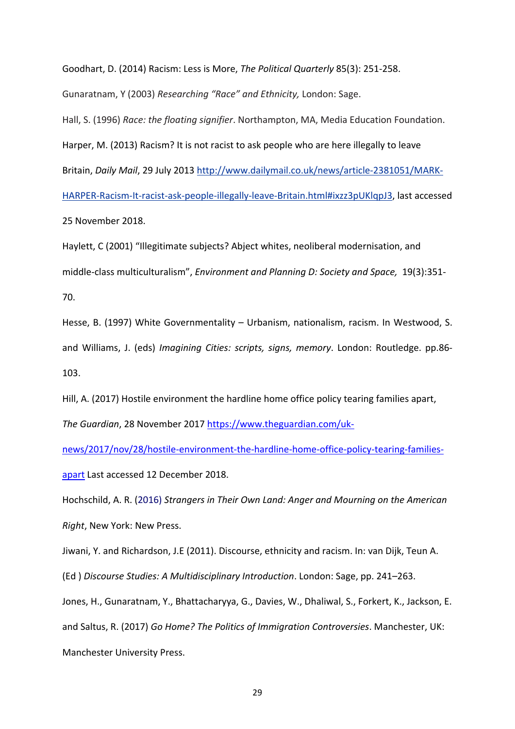Goodhart, D. (2014) Racism: Less is More, *The Political Quarterly* 85(3): 251-258.

Gunaratnam, Y (2003) *Researching "Race" and Ethnicity,* London: Sage.

Hall, S. (1996) *Race: the floating signifier*. Northampton, MA, Media Education Foundation.

Harper, M. (2013) Racism? It is not racist to ask people who are here illegally to leave Britain, *Daily Mail*, 29 July 2013 http://www.dailymail.co.uk/news/article-2381051/MARK-HARPER-Racism-It-racist-ask-people-illegally-leave-Britain.html#ixzz3pUKlqpJ3, last accessed 25 November 2018.

Haylett, C (2001) "Illegitimate subjects? Abject whites, neoliberal modernisation, and middle-class multiculturalism", *Environment and Planning D: Society and Space,* 19(3):351-70.

Hesse, B. (1997) White Governmentality – Urbanism, nationalism, racism. In Westwood, S. and Williams, J. (eds) *Imagining Cities: scripts, signs, memory*. London: Routledge. pp.86-103.

Hill, A. (2017) Hostile environment the hardline home office policy tearing families apart, *The Guardian*, 28 November 2017 https://www.theguardian.com/uk-news/2017/nov/28/hostile-environment-the-hardline-home-office-policy-tearing-families-apart Last accessed 12 December 2018.

Hochschild, A. R. (2016) *Strangers in Their Own Land: Anger and Mourning on the American Right*, New York: New Press.

Jiwani, Y. and Richardson, J.E (2011). Discourse, ethnicity and racism. In: van Dijk, Teun A. (Ed ) *Discourse Studies: A Multidisciplinary Introduction*. London: Sage, pp. 241–263.

Jones, H., Gunaratnam, Y., Bhattacharyya, G., Davies, W., Dhaliwal, S., Forkert, K., Jackson, E. and Saltus, R. (2017) *Go Home? The Politics of Immigration Controversies*. Manchester, UK: Manchester University Press.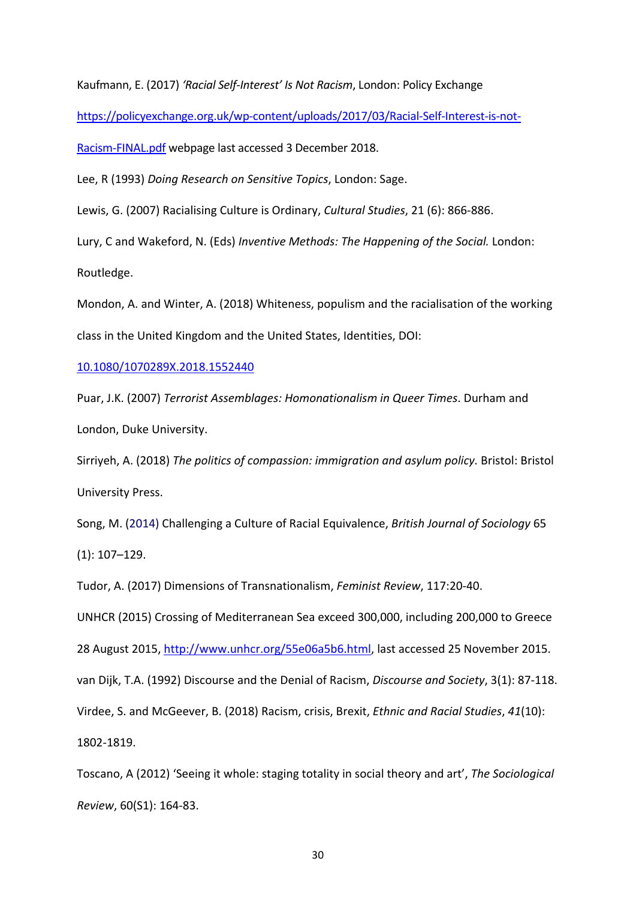Kaufmann, E. (2017) *'Racial Self-Interest' Is Not Racism*, London: Policy Exchange https://policyexchange.org.uk/wp-content/uploads/2017/03/Racial-Self-Interest-is-not-Racism-FINAL.pdf webpage last accessed 3 December 2018.

Lee, R (1993) *Doing Research on Sensitive Topics*, London: Sage.

Lewis, G. (2007) Racialising Culture is Ordinary, *Cultural Studies*, 21 (6): 866-886.

Lury, C and Wakeford, N. (Eds) *Inventive Methods: The Happening of the Social.* London: Routledge.

Mondon, A. and Winter, A. (2018) Whiteness, populism and the racialisation of the working class in the United Kingdom and the United States, Identities, DOI: 10.1080/1070289X.2018.1552440

Puar, J.K. (2007) *Terrorist Assemblages: Homonationalism in Queer Times*. Durham and London, Duke University.

Sirriyeh, A. (2018) *The politics of compassion: immigration and asylum policy.* Bristol: Bristol University Press.

Song, M. (2014) Challenging a Culture of Racial Equivalence, *British Journal of Sociology* 65 (1): 107–129.

Tudor, A. (2017) Dimensions of Transnationalism, *Feminist Review*, 117:20-40.

UNHCR (2015) Crossing of Mediterranean Sea exceed 300,000, including 200,000 to Greece 28 August 2015, http://www.unhcr.org/55e06a5b6.html, last accessed 25 November 2015.

van Dijk, T.A. (1992) Discourse and the Denial of Racism, *Discourse and Society*, 3(1): 87-118.

Virdee, S. and McGeever, B. (2018) Racism, crisis, Brexit, *Ethnic and Racial Studies*, *41*(10): 1802-1819.

Toscano, A (2012) 'Seeing it whole: staging totality in social theory and art', *The Sociological Review*, 60(S1): 164-83.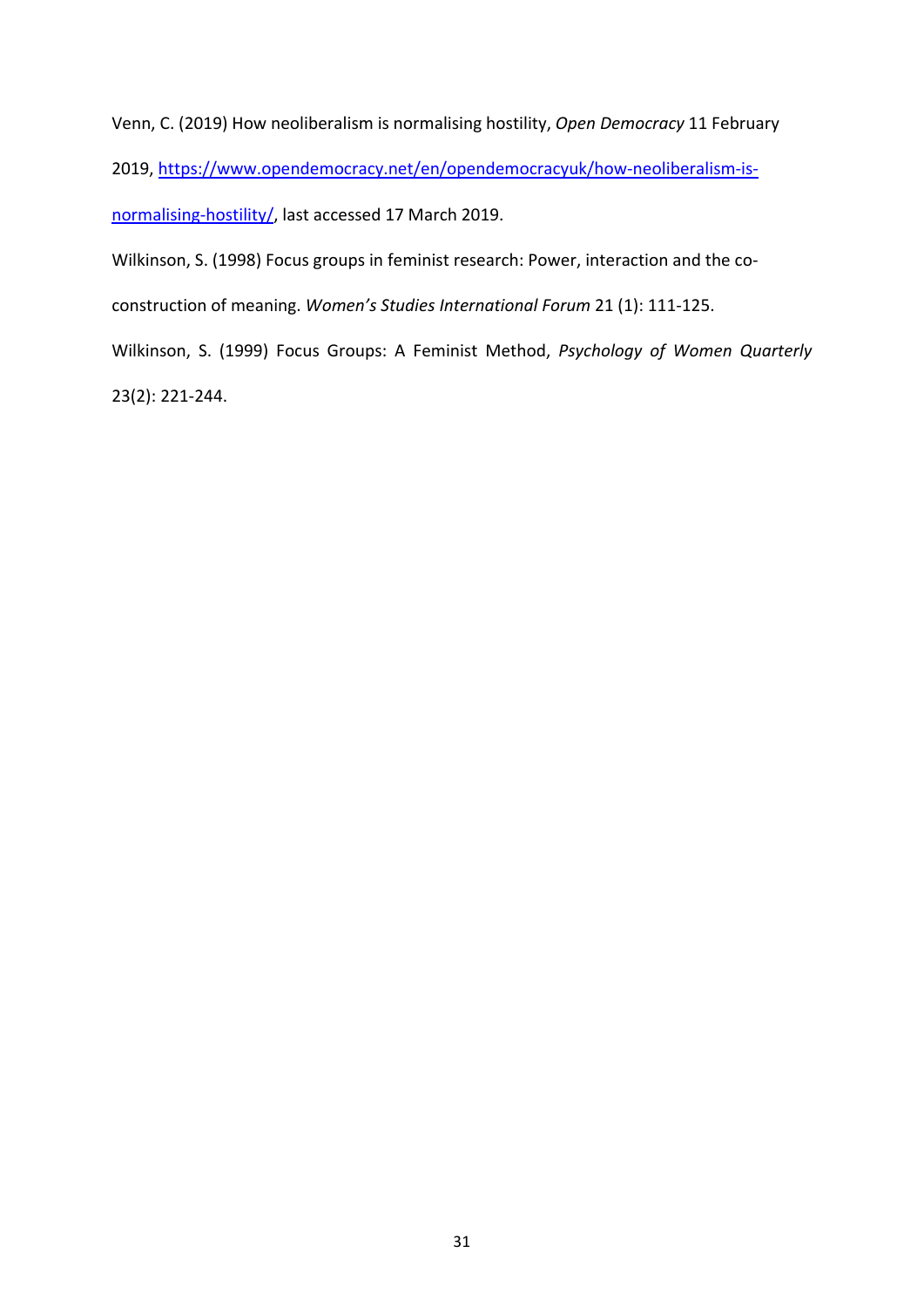Venn, C. (2019) How neoliberalism is normalising hostility, *Open Democracy* 11 February 2019, https://www.opendemocracy.net/en/opendemocracyuk/how-neoliberalism-is-normalising-hostility/, last accessed 17 March 2019.

Wilkinson, S. (1998) Focus groups in feminist research: Power, interaction and the co-construction of meaning. *Women's Studies International Forum* 21 (1): 111-125.

Wilkinson, S. (1999) Focus Groups: A Feminist Method, *Psychology of Women Quarterly* 23(2): 221-244.